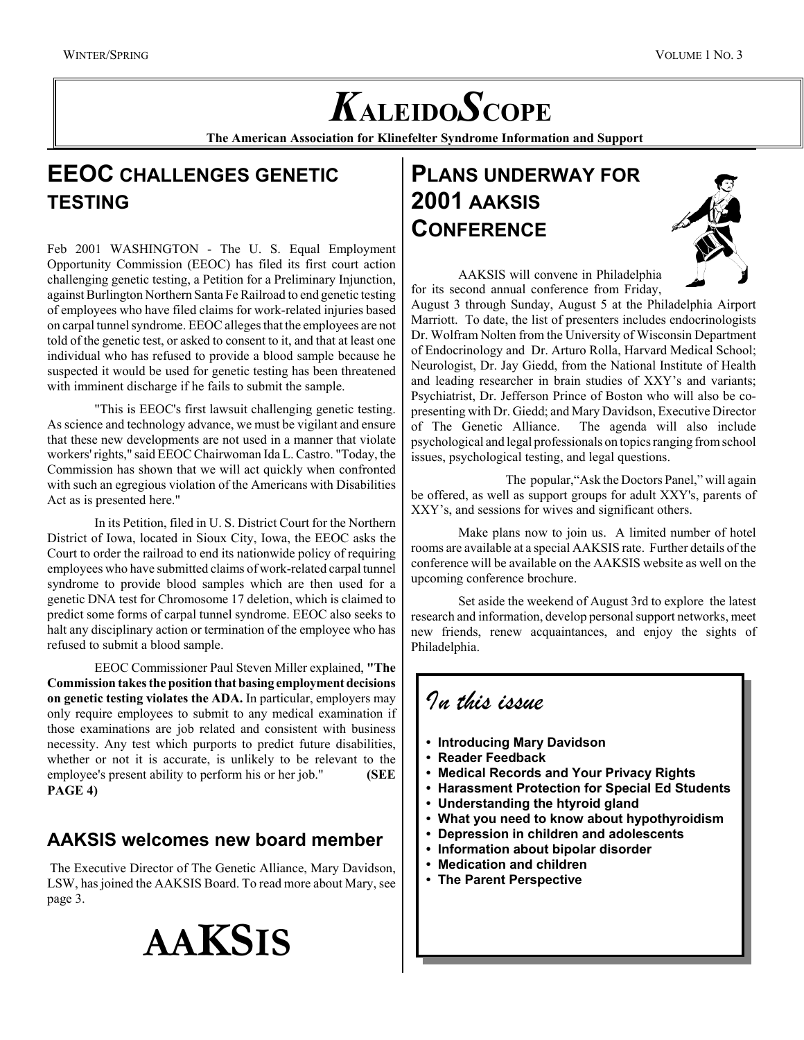# KALEIDOSCOPE

**The American Association for Klinefelter Syndrome Information and Support**

## EEOC CHALLENGES GENETIC TESTING

Feb 2001 WASHINGTON - The U. S. Equal Employment Opportunity Commission (EEOC) has filed its first court action challenging genetic testing, a Petition for a Preliminary Injunction, against Burlington Northern Santa Fe Railroad to end genetic testing of employees who have filed claims for work-related injuries based on carpal tunnel syndrome. EEOC alleges that the employees are not told of the genetic test, or asked to consent to it, and that at least one individual who has refused to provide a blood sample because he suspected it would be used for genetic testing has been threatened with imminent discharge if he fails to submit the sample.

"This is EEOC's first lawsuit challenging genetic testing. As science and technology advance, we must be vigilant and ensure that these new developments are not used in a manner that violate workers' rights," said EEOC Chairwoman Ida L. Castro. "Today, the Commission has shown that we will act quickly when confronted with such an egregious violation of the Americans with Disabilities Act as is presented here."

In its Petition, filed in U. S. District Court for the Northern District of Iowa, located in Sioux City, Iowa, the EEOC asks the Court to order the railroad to end its nationwide policy of requiring employees who have submitted claims of work-related carpal tunnel syndrome to provide blood samples which are then used for a genetic DNA test for Chromosome 17 deletion, which is claimed to predict some forms of carpal tunnel syndrome. EEOC also seeks to halt any disciplinary action or termination of the employee who has refused to submit a blood sample.

EEOC Commissioner Paul Steven Miller explained, **"The Commission takes the position that basing employment decisions on genetic testing violates the ADA.** In particular, employers may only require employees to submit to any medical examination if those examinations are job related and consistent with business necessity. Any test which purports to predict future disabilities, whether or not it is accurate, is unlikely to be relevant to the employee's present ability to perform his or her job." **(SEE PAGE 4)**

### AAKSIS welcomes new board member

The Executive Director of The Genetic Alliance, Mary Davidson, LSW, has joined the AAKSIS Board. To read more about Mary, see page 3.

**AAKSIS**

## PLANS UNDERWAY FOR 2001 AAKSIS CONFERENCE

AAKSIS will convene in Philadelphia for its second annual conference from Friday, August 3 through Sunday, August 5 at the Philadelphia Airport Marriott. To date, the list of presenters includes endocrinologists Dr. Wolfram Nolten from the University of Wisconsin Department of Endocrinology and Dr. Arturo Rolla, Harvard Medical School; Neurologist, Dr. Jay Giedd, from the National Institute of Health and leading researcher in brain studies of XXY's and variants; Psychiatrist, Dr. Jefferson Prince of Boston who will also be co-presenting with Dr. Giedd; and Mary Davidson, Executive Director of The Genetic Alliance. The agenda will also include psychological and legal professionals on topics ranging from school issues, psychological testing, and legal questions.

The popular, "Ask the Doctors Panel," will again be offered, as well as support groups for adult XXY's, parents of XXY's, and sessions for wives and significant others.

Make plans now to join us. A limited number of hotel rooms are available at a special AAKSIS rate. Further details of the conference will be available on the AAKSIS website as well on the upcoming conference brochure.

Set aside the weekend of August 3rd to explore the latest research and information, develop personal support networks, meet new friends, renew acquaintances, and enjoy the sights of Philadelphia.

### *In this issue*

- **Introducing Mary Davidson**
- **Reader Feedback**
- **Medical Records and Your Privacy Rights**
- **Harassment Protection for Special Ed Students**
- **Understanding the htyroid gland**
- **What you need to know about hypothyroidism**
- **Depression in children and adolescents**
- **Information about bipolar disorder**
- **Medication and children**
- **The Parent Perspective**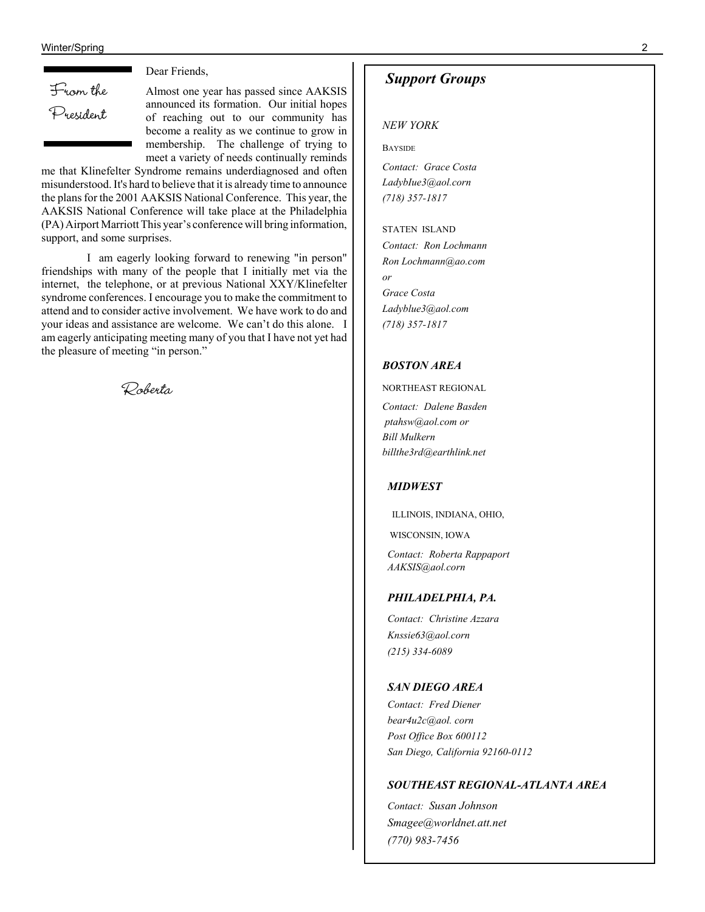## From the President

Dear Friends,

Almost one year has passed since AAKSIS announced its formation. Our initial hopes of reaching out to our community has become a reality as we continue to grow in membership. The challenge of trying to meet a variety of needs continually reminds me that Klinefelter Syndrome remains underdiagnosed and often misunderstood. It's hard to believe that it is already time to announce the plans for the 2001 AAKSIS National Conference. This year, the AAKSIS National Conference will take place at the Philadelphia (PA) Airport Marriott This year's conference will bring information, support, and some surprises.

I am eagerly looking forward to renewing "in person" friendships with many of the people that I initially met via the internet, the telephone, or at previous National XXY/Klinefelter syndrome conferences. I encourage you to make the commitment to attend and to consider active involvement. We have work to do and your ideas and assistance are welcome. We can't do this alone. I am eagerly anticipating meeting many of you that I have not yet had the pleasure of meeting "in person."

Roberta

## *Support Groups*

*NEW YORK*

BAYSIDE

*Contact: Grace Costa*
*LadybIue3@aol.corn*
*(718) 357-1817*

STATEN ISLAND

*Contact: Ron Lochmann*
*Ron Lochmann@ao.com*
*or*
*Grace Costa*
*Ladyblue3@aol.com*
*(718) 357-1817*

***BOSTON AREA***

NORTHEAST REGIONAL

*Contact: Dalene Basden*
*ptahsw@aol.com or*
*Bill Mulkern*
*billthe3rd@earthlink.net*

***MIDWEST***

ILLINOIS, INDIANA, OHIO,

WISCONSIN, IOWA

*Contact: Roberta Rappaport*
*AAKSIS@aol.corn*

***PHILADELPHIA, PA.***

*Contact: Christine Azzara*
*Knssie63@aol.corn*
*(215) 334-6089*

***SAN DIEGO AREA***

*Contact: Fred Diener*
*bear4u2c@aol. corn*
*Post Office Box 600112*
*San Diego, California 92160-0112*

***SOUTHEAST REGIONAL-ATLANTA AREA***

*Contact: Susan Johnson*
*Smagee@worldnet.att.net*
*(770) 983-7456*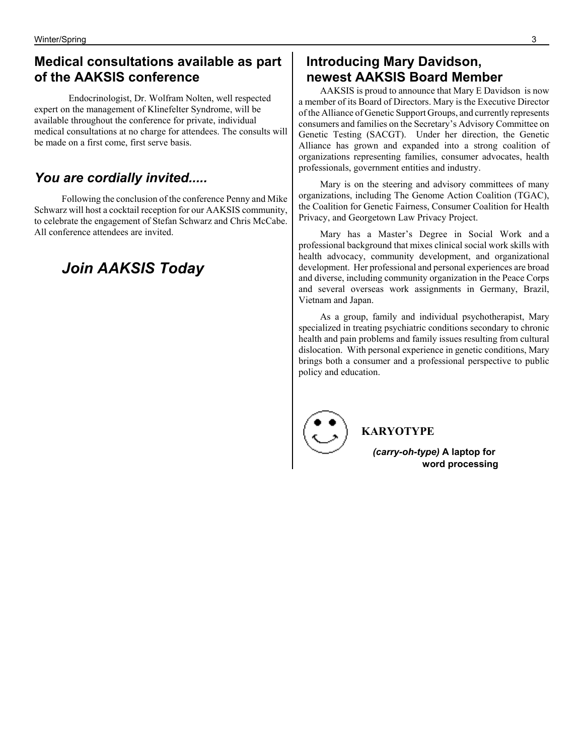## Medical consultations available as part of the AAKSIS conference

Endocrinologist, Dr. Wolfram Nolten, well respected expert on the management of Klinefelter Syndrome, will be available throughout the conference for private, individual medical consultations at no charge for attendees. The consults will be made on a first come, first serve basis.

## *You are cordially invited.....*

Following the conclusion of the conference Penny and Mike Schwarz will host a cocktail reception for our AAKSIS community, to celebrate the engagement of Stefan Schwarz and Chris McCabe. All conference attendees are invited.

## *Join AAKSIS Today*

## Introducing Mary Davidson, newest AAKSIS Board Member

AAKSIS is proud to announce that Mary E Davidson is now a member of its Board of Directors. Mary is the Executive Director of the Alliance of Genetic Support Groups, and currently represents consumers and families on the Secretary's Advisory Committee on Genetic Testing (SACGT). Under her direction, the Genetic Alliance has grown and expanded into a strong coalition of organizations representing families, consumer advocates, health professionals, government entities and industry.

Mary is on the steering and advisory committees of many organizations, including The Genome Action Coalition (TGAC), the Coalition for Genetic Fairness, Consumer Coalition for Health Privacy, and Georgetown Law Privacy Project.

Mary has a Master's Degree in Social Work and a professional background that mixes clinical social work skills with health advocacy, community development, and organizational development. Her professional and personal experiences are broad and diverse, including community organization in the Peace Corps and several overseas work assignments in Germany, Brazil, Vietnam and Japan.

As a group, family and individual psychotherapist, Mary specialized in treating psychiatric conditions secondary to chronic health and pain problems and family issues resulting from cultural dislocation. With personal experience in genetic conditions, Mary brings both a consumer and a professional perspective to public policy and education.

**KARYOTYPE**

***(carry-oh-type)* A laptop for word processing**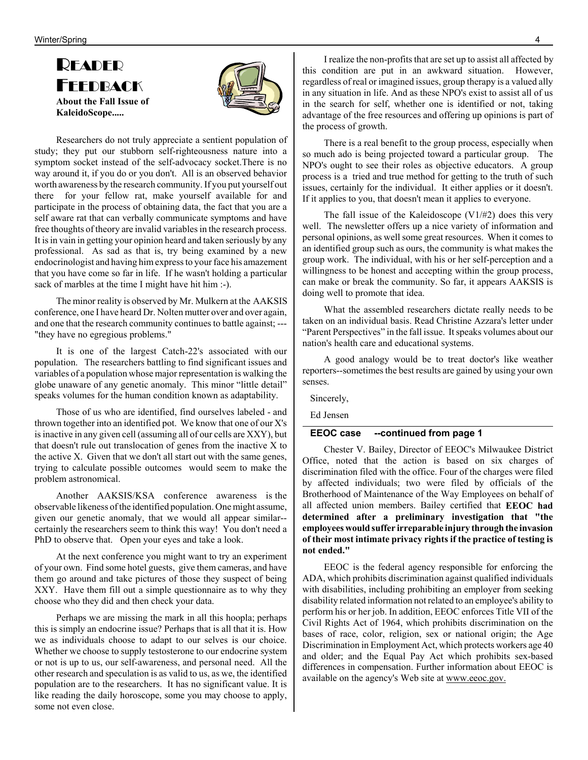# Reader Feedback

**About the Fall Issue of KaleidoScope.....**

Researchers do not truly appreciate a sentient population of study; they put our stubborn self-righteousness nature into a symptom socket instead of the self-advocacy socket.There is no way around it, if you do or you don't. All is an observed behavior worth awareness by the research community. If you put yourself out there for your fellow rat, make yourself available for and participate in the process of obtaining data, the fact that you are a self aware rat that can verbally communicate symptoms and have free thoughts of theory are invalid variables in the research process. It is in vain in getting your opinion heard and taken seriously by any professional. As sad as that is, try being examined by a new endocrinologist and having him express to your face his amazement that you have come so far in life. If he wasn't holding a particular sack of marbles at the time I might have hit him :-).

The minor reality is observed by Mr. Mulkern at the AAKSIS conference, one I have heard Dr. Nolten mutter over and over again, and one that the research community continues to battle against; --- "they have no egregious problems."

It is one of the largest Catch-22's associated with our population. The researchers battling to find significant issues and variables of a population whose major representation is walking the globe unaware of any genetic anomaly. This minor "little detail" speaks volumes for the human condition known as adaptability.

Those of us who are identified, find ourselves labeled - and thrown together into an identified pot. We know that one of our X's is inactive in any given cell (assuming all of our cells are XXY), but that doesn't rule out translocation of genes from the inactive X to the active X. Given that we don't all start out with the same genes, trying to calculate possible outcomes would seem to make the problem astronomical.

Another AAKSIS/KSA conference awareness is the observable likeness of the identified population. One might assume, given our genetic anomaly, that we would all appear similar--certainly the researchers seem to think this way! You don't need a PhD to observe that. Open your eyes and take a look.

At the next conference you might want to try an experiment of your own. Find some hotel guests, give them cameras, and have them go around and take pictures of those they suspect of being XXY. Have them fill out a simple questionnaire as to why they choose who they did and then check your data.

Perhaps we are missing the mark in all this hoopla; perhaps this is simply an endocrine issue? Perhaps that is all that it is. How we as individuals choose to adapt to our selves is our choice. Whether we choose to supply testosterone to our endocrine system or not is up to us, our self-awareness, and personal need. All the other research and speculation is as valid to us, as we, the identified population are to the researchers. It has no significant value. It is like reading the daily horoscope, some you may choose to apply, some not even close.

I realize the non-profits that are set up to assist all affected by this condition are put in an awkward situation. However, regardless of real or imagined issues, group therapy is a valued ally in any situation in life. And as these NPO's exist to assist all of us in the search for self, whether one is identified or not, taking advantage of the free resources and offering up opinions is part of the process of growth.

There is a real benefit to the group process, especially when so much ado is being projected toward a particular group. The NPO's ought to see their roles as objective educators. A group process is a tried and true method for getting to the truth of such issues, certainly for the individual. It either applies or it doesn't. If it applies to you, that doesn't mean it applies to everyone.

The fall issue of the Kaleidoscope (V1/#2) does this very well. The newsletter offers up a nice variety of information and personal opinions, as well some great resources. When it comes to an identified group such as ours, the community is what makes the group work. The individual, with his or her self-perception and a willingness to be honest and accepting within the group process, can make or break the community. So far, it appears AAKSIS is doing well to promote that idea.

What the assembled researchers dictate really needs to be taken on an individual basis. Read Christine Azzara's letter under "Parent Perspectives" in the fall issue. It speaks volumes about our nation's health care and educational systems.

A good analogy would be to treat doctor's like weather reporters--sometimes the best results are gained by using your own senses.

Sincerely,

Ed Jensen

---

### EEOC case --continued from page 1

Chester V. Bailey, Director of EEOC's Milwaukee District Office, noted that the action is based on six charges of discrimination filed with the office. Four of the charges were filed by affected individuals; two were filed by officials of the Brotherhood of Maintenance of the Way Employees on behalf of all affected union members. Bailey certified that **EEOC had determined after a preliminary investigation that "the employees would suffer irreparable injury through the invasion of their most intimate privacy rights if the practice of testing is not ended."**

EEOC is the federal agency responsible for enforcing the ADA, which prohibits discrimination against qualified individuals with disabilities, including prohibiting an employer from seeking disability related information not related to an employee's ability to perform his or her job. In addition, EEOC enforces Title VII of the Civil Rights Act of 1964, which prohibits discrimination on the bases of race, color, religion, sex or national origin; the Age Discrimination in Employment Act, which protects workers age 40 and older; and the Equal Pay Act which prohibits sex-based differences in compensation. Further information about EEOC is available on the agency's Web site at www.eeoc.gov.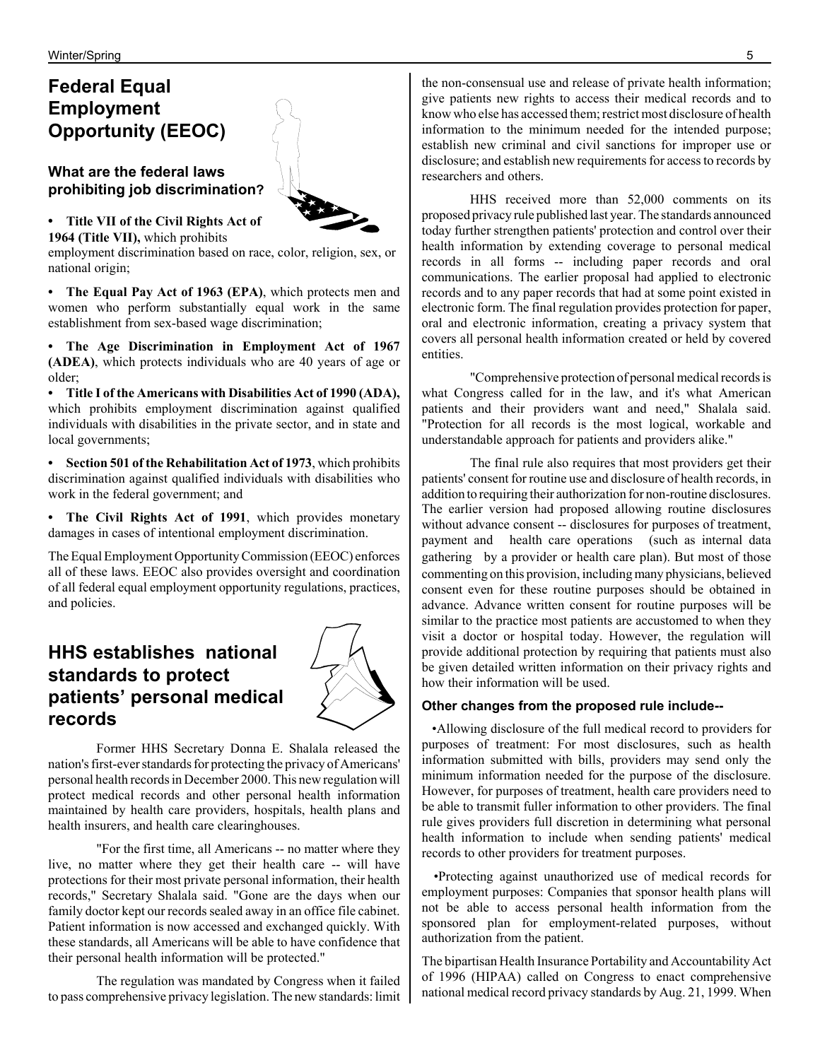## Federal Equal Employment Opportunity (EEOC)

### What are the federal laws prohibiting job discrimination?

- **Title VII of the Civil Rights Act of 1964 (Title VII),** which prohibits employment discrimination based on race, color, religion, sex, or national origin;
- **The Equal Pay Act of 1963 (EPA)**, which protects men and women who perform substantially equal work in the same establishment from sex-based wage discrimination;
- **The Age Discrimination in Employment Act of 1967 (ADEA)**, which protects individuals who are 40 years of age or older;
- **Title I of the Americans with Disabilities Act of 1990 (ADA),** which prohibits employment discrimination against qualified individuals with disabilities in the private sector, and in state and local governments;
- **Section 501 of the Rehabilitation Act of 1973**, which prohibits discrimination against qualified individuals with disabilities who work in the federal government; and
- **The Civil Rights Act of 1991**, which provides monetary damages in cases of intentional employment discrimination.

The Equal Employment Opportunity Commission (EEOC) enforces all of these laws. EEOC also provides oversight and coordination of all federal equal employment opportunity regulations, practices, and policies.

## HHS establishes national standards to protect patients' personal medical records

Former HHS Secretary Donna E. Shalala released the nation's first-ever standards for protecting the privacy of Americans' personal health records in December 2000. This new regulation will protect medical records and other personal health information maintained by health care providers, hospitals, health plans and health insurers, and health care clearinghouses.

"For the first time, all Americans -- no matter where they live, no matter where they get their health care -- will have protections for their most private personal information, their health records," Secretary Shalala said. "Gone are the days when our family doctor kept our records sealed away in an office file cabinet. Patient information is now accessed and exchanged quickly. With these standards, all Americans will be able to have confidence that their personal health information will be protected."

The regulation was mandated by Congress when it failed to pass comprehensive privacy legislation. The new standards: limit the non-consensual use and release of private health information; give patients new rights to access their medical records and to know who else has accessed them; restrict most disclosure of health information to the minimum needed for the intended purpose; establish new criminal and civil sanctions for improper use or disclosure; and establish new requirements for access to records by researchers and others.

HHS received more than 52,000 comments on its proposed privacy rule published last year. The standards announced today further strengthen patients' protection and control over their health information by extending coverage to personal medical records in all forms -- including paper records and oral communications. The earlier proposal had applied to electronic records and to any paper records that had at some point existed in electronic form. The final regulation provides protection for paper, oral and electronic information, creating a privacy system that covers all personal health information created or held by covered entities.

"Comprehensive protection of personal medical records is what Congress called for in the law, and it's what American patients and their providers want and need," Shalala said. "Protection for all records is the most logical, workable and understandable approach for patients and providers alike."

The final rule also requires that most providers get their patients' consent for routine use and disclosure of health records, in addition to requiring their authorization for non-routine disclosures. The earlier version had proposed allowing routine disclosures without advance consent -- disclosures for purposes of treatment, payment and health care operations (such as internal data gathering by a provider or health care plan). But most of those commenting on this provision, including many physicians, believed consent even for these routine purposes should be obtained in advance. Advance written consent for routine purposes will be similar to the practice most patients are accustomed to when they visit a doctor or hospital today. However, the regulation will provide additional protection by requiring that patients must also be given detailed written information on their privacy rights and how their information will be used.

#### Other changes from the proposed rule include--

- Allowing disclosure of the full medical record to providers for purposes of treatment: For most disclosures, such as health information submitted with bills, providers may send only the minimum information needed for the purpose of the disclosure. However, for purposes of treatment, health care providers need to be able to transmit fuller information to other providers. The final rule gives providers full discretion in determining what personal health information to include when sending patients' medical records to other providers for treatment purposes.
- Protecting against unauthorized use of medical records for employment purposes: Companies that sponsor health plans will not be able to access personal health information from the sponsored plan for employment-related purposes, without authorization from the patient.

The bipartisan Health Insurance Portability and Accountability Act of 1996 (HIPAA) called on Congress to enact comprehensive national medical record privacy standards by Aug. 21, 1999. When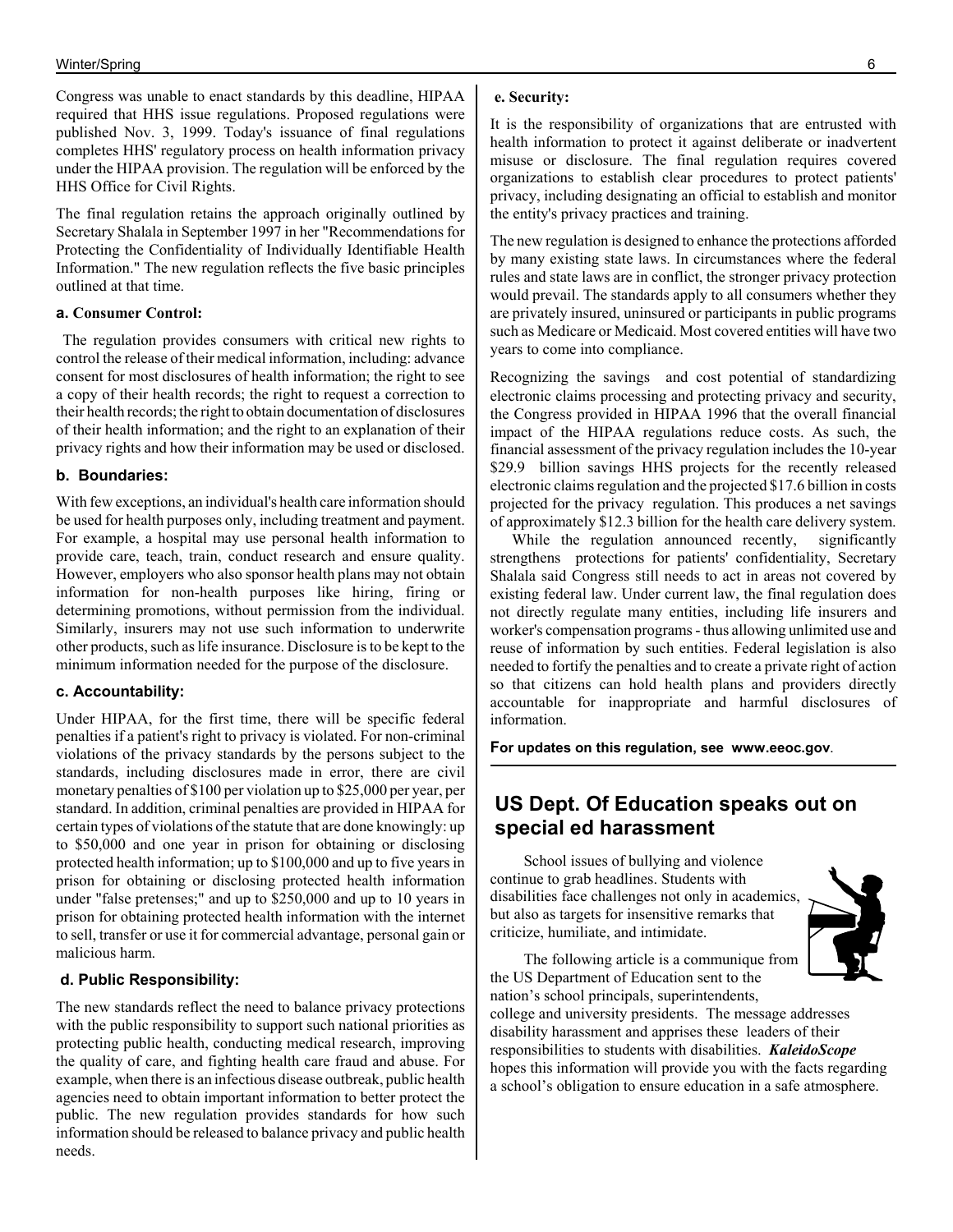Congress was unable to enact standards by this deadline, HIPAA required that HHS issue regulations. Proposed regulations were published Nov. 3, 1999. Today's issuance of final regulations completes HHS' regulatory process on health information privacy under the HIPAA provision. The regulation will be enforced by the HHS Office for Civil Rights.

The final regulation retains the approach originally outlined by Secretary Shalala in September 1997 in her "Recommendations for Protecting the Confidentiality of Individually Identifiable Health Information." The new regulation reflects the five basic principles outlined at that time.

**a. Consumer Control:**

The regulation provides consumers with critical new rights to control the release of their medical information, including: advance consent for most disclosures of health information; the right to see a copy of their health records; the right to request a correction to their health records; the right to obtain documentation of disclosures of their health information; and the right to an explanation of their privacy rights and how their information may be used or disclosed.

**b. Boundaries:**

With few exceptions, an individual's health care information should be used for health purposes only, including treatment and payment. For example, a hospital may use personal health information to provide care, teach, train, conduct research and ensure quality. However, employers who also sponsor health plans may not obtain information for non-health purposes like hiring, firing or determining promotions, without permission from the individual. Similarly, insurers may not use such information to underwrite other products, such as life insurance. Disclosure is to be kept to the minimum information needed for the purpose of the disclosure.

**c. Accountability:**

Under HIPAA, for the first time, there will be specific federal penalties if a patient's right to privacy is violated. For non-criminal violations of the privacy standards by the persons subject to the standards, including disclosures made in error, there are civil monetary penalties of $100 per violation up to $25,000 per year, per standard. In addition, criminal penalties are provided in HIPAA for certain types of violations of the statute that are done knowingly: up to $50,000 and one year in prison for obtaining or disclosing protected health information; up to $100,000 and up to five years in prison for obtaining or disclosing protected health information under "false pretenses;" and up to $250,000 and up to 10 years in prison for obtaining protected health information with the internet to sell, transfer or use it for commercial advantage, personal gain or malicious harm.

**d. Public Responsibility:**

The new standards reflect the need to balance privacy protections with the public responsibility to support such national priorities as protecting public health, conducting medical research, improving the quality of care, and fighting health care fraud and abuse. For example, when there is an infectious disease outbreak, public health agencies need to obtain important information to better protect the public. The new regulation provides standards for how such information should be released to balance privacy and public health needs.

**e. Security:**

It is the responsibility of organizations that are entrusted with health information to protect it against deliberate or inadvertent misuse or disclosure. The final regulation requires covered organizations to establish clear procedures to protect patients' privacy, including designating an official to establish and monitor the entity's privacy practices and training.

The new regulation is designed to enhance the protections afforded by many existing state laws. In circumstances where the federal rules and state laws are in conflict, the stronger privacy protection would prevail. The standards apply to all consumers whether they are privately insured, uninsured or participants in public programs such as Medicare or Medicaid. Most covered entities will have two years to come into compliance.

Recognizing the savings and cost potential of standardizing electronic claims processing and protecting privacy and security, the Congress provided in HIPAA 1996 that the overall financial impact of the HIPAA regulations reduce costs. As such, the financial assessment of the privacy regulation includes the 10-year $29.9 billion savings HHS projects for the recently released electronic claims regulation and the projected $17.6 billion in costs projected for the privacy regulation. This produces a net savings of approximately $12.3 billion for the health care delivery system.

While the regulation announced recently, significantly strengthens protections for patients' confidentiality, Secretary Shalala said Congress still needs to act in areas not covered by existing federal law. Under current law, the final regulation does not directly regulate many entities, including life insurers and worker's compensation programs - thus allowing unlimited use and reuse of information by such entities. Federal legislation is also needed to fortify the penalties and to create a private right of action so that citizens can hold health plans and providers directly accountable for inappropriate and harmful disclosures of information.

**For updates on this regulation, see www.eeoc.gov**.

## US Dept. Of Education speaks out on special ed harassment

School issues of bullying and violence continue to grab headlines. Students with disabilities face challenges not only in academics, but also as targets for insensitive remarks that criticize, humiliate, and intimidate.

The following article is a communique from the US Department of Education sent to the nation's school principals, superintendents, college and university presidents. The message addresses disability harassment and apprises these leaders of their responsibilities to students with disabilities. ***KaleidoScope*** hopes this information will provide you with the facts regarding a school's obligation to ensure education in a safe atmosphere.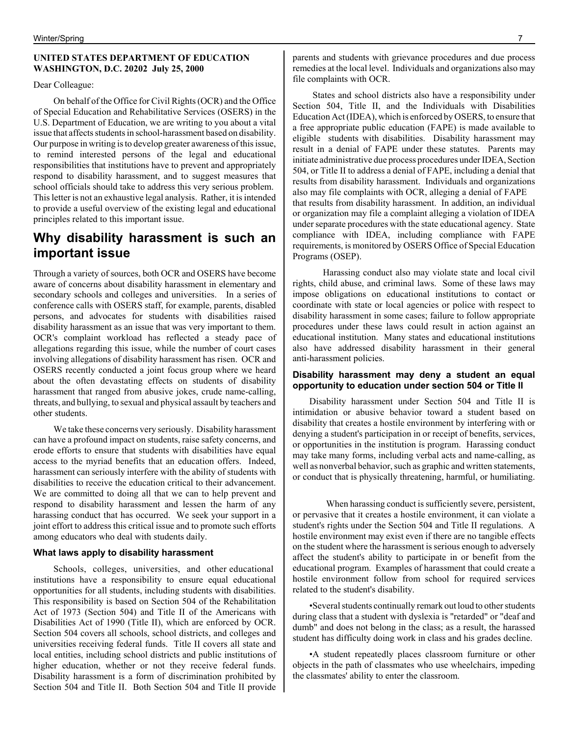**UNITED STATES DEPARTMENT OF EDUCATION WASHINGTON, D.C. 20202 July 25, 2000**

Dear Colleague:

On behalf of the Office for Civil Rights (OCR) and the Office of Special Education and Rehabilitative Services (OSERS) in the U.S. Department of Education, we are writing to you about a vital issue that affects students in school-harassment based on disability. Our purpose in writing is to develop greater awareness of this issue, to remind interested persons of the legal and educational responsibilities that institutions have to prevent and appropriately respond to disability harassment, and to suggest measures that school officials should take to address this very serious problem. This letter is not an exhaustive legal analysis. Rather, it is intended to provide a useful overview of the existing legal and educational principles related to this important issue.

## Why disability harassment is such an important issue

Through a variety of sources, both OCR and OSERS have become aware of concerns about disability harassment in elementary and secondary schools and colleges and universities. In a series of conference calls with OSERS staff, for example, parents, disabled persons, and advocates for students with disabilities raised disability harassment as an issue that was very important to them. OCR's complaint workload has reflected a steady pace of allegations regarding this issue, while the number of court cases involving allegations of disability harassment has risen. OCR and OSERS recently conducted a joint focus group where we heard about the often devastating effects on students of disability harassment that ranged from abusive jokes, crude name-calling, threats, and bullying, to sexual and physical assault by teachers and other students.

We take these concerns very seriously. Disability harassment can have a profound impact on students, raise safety concerns, and erode efforts to ensure that students with disabilities have equal access to the myriad benefits that an education offers. Indeed, harassment can seriously interfere with the ability of students with disabilities to receive the education critical to their advancement. We are committed to doing all that we can to help prevent and respond to disability harassment and lessen the harm of any harassing conduct that has occurred. We seek your support in a joint effort to address this critical issue and to promote such efforts among educators who deal with students daily.

### What laws apply to disability harassment

Schools, colleges, universities, and other educational institutions have a responsibility to ensure equal educational opportunities for all students, including students with disabilities. This responsibility is based on Section 504 of the Rehabilitation Act of 1973 (Section 504) and Title II of the Americans with Disabilities Act of 1990 (Title II), which are enforced by OCR. Section 504 covers all schools, school districts, and colleges and universities receiving federal funds. Title II covers all state and local entities, including school districts and public institutions of higher education, whether or not they receive federal funds. Disability harassment is a form of discrimination prohibited by Section 504 and Title II. Both Section 504 and Title II provide parents and students with grievance procedures and due process remedies at the local level. Individuals and organizations also may file complaints with OCR.

States and school districts also have a responsibility under Section 504, Title II, and the Individuals with Disabilities Education Act (IDEA), which is enforced by OSERS, to ensure that a free appropriate public education (FAPE) is made available to eligible students with disabilities. Disability harassment may result in a denial of FAPE under these statutes. Parents may initiate administrative due process procedures under IDEA, Section 504, or Title II to address a denial of FAPE, including a denial that results from disability harassment. Individuals and organizations also may file complaints with OCR, alleging a denial of FAPE that results from disability harassment. In addition, an individual or organization may file a complaint alleging a violation of IDEA under separate procedures with the state educational agency. State compliance with IDEA, including compliance with FAPE requirements, is monitored by OSERS Office of Special Education Programs (OSEP).

Harassing conduct also may violate state and local civil rights, child abuse, and criminal laws. Some of these laws may impose obligations on educational institutions to contact or coordinate with state or local agencies or police with respect to disability harassment in some cases; failure to follow appropriate procedures under these laws could result in action against an educational institution. Many states and educational institutions also have addressed disability harassment in their general anti-harassment policies.

### Disability harassment may deny a student an equal opportunity to education under section 504 or Title II

Disability harassment under Section 504 and Title II is intimidation or abusive behavior toward a student based on disability that creates a hostile environment by interfering with or denying a student's participation in or receipt of benefits, services, or opportunities in the institution ís program. Harassing conduct may take many forms, including verbal acts and name-calling, as well as nonverbal behavior, such as graphic and written statements, or conduct that is physically threatening, harmful, or humiliating.

When harassing conduct is sufficiently severe, persistent, or pervasive that it creates a hostile environment, it can violate a student's rights under the Section 504 and Title II regulations. A hostile environment may exist even if there are no tangible effects on the student where the harassment is serious enough to adversely affect the student's ability to participate in or benefit from the educational program. Examples of harassment that could create a hostile environment follow from school for required services related to the student's disability.

- Several students continually remark out loud to other students during class that a student with dyslexia is "retarded" or "deaf and dumb" and does not belong in the class; as a result, the harassed student has difficulty doing work in class and his grades decline.

- A student repeatedly places classroom furniture or other objects in the path of classmates who use wheelchairs, impeding the classmates' ability to enter the classroom.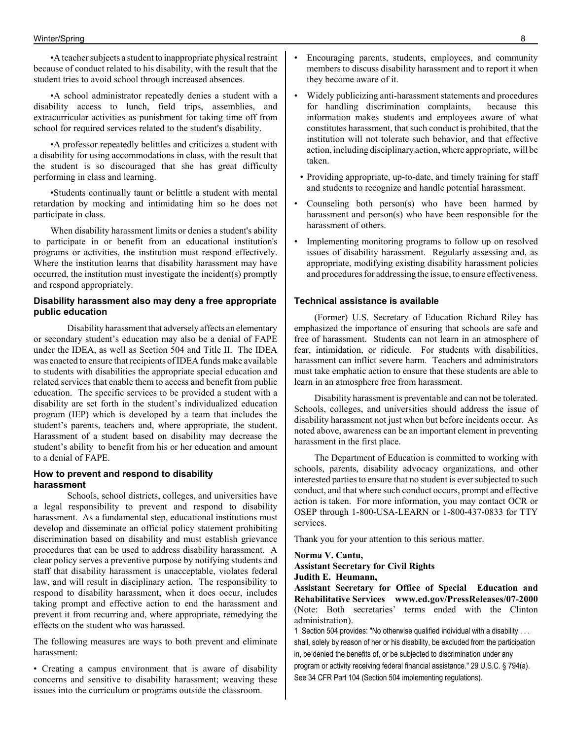•A teacher subjects a student to inappropriate physical restraint because of conduct related to his disability, with the result that the student tries to avoid school through increased absences.

•A school administrator repeatedly denies a student with a disability access to lunch, field trips, assemblies, and extracurricular activities as punishment for taking time off from school for required services related to the student's disability.

•A professor repeatedly belittles and criticizes a student with a disability for using accommodations in class, with the result that the student is so discouraged that she has great difficulty performing in class and learning.

•Students continually taunt or belittle a student with mental retardation by mocking and intimidating him so he does not participate in class.

When disability harassment limits or denies a student's ability to participate in or benefit from an educational institution's programs or activities, the institution must respond effectively. Where the institution learns that disability harassment may have occurred, the institution must investigate the incident(s) promptly and respond appropriately.

### Disability harassment also may deny a free appropriate public education

Disability harassment that adversely affects an elementary or secondary student's education may also be a denial of FAPE under the IDEA, as well as Section 504 and Title II. The IDEA was enacted to ensure that recipients of IDEA funds make available to students with disabilities the appropriate special education and related services that enable them to access and benefit from public education. The specific services to be provided a student with a disability are set forth in the student's individualized education program (IEP) which is developed by a team that includes the student's parents, teachers and, where appropriate, the student. Harassment of a student based on disability may decrease the student's ability to benefit from his or her education and amount to a denial of FAPE.

### How to prevent and respond to disability harassment

Schools, school districts, colleges, and universities have a legal responsibility to prevent and respond to disability harassment. As a fundamental step, educational institutions must develop and disseminate an official policy statement prohibiting discrimination based on disability and must establish grievance procedures that can be used to address disability harassment. A clear policy serves a preventive purpose by notifying students and staff that disability harassment is unacceptable, violates federal law, and will result in disciplinary action. The responsibility to respond to disability harassment, when it does occur, includes taking prompt and effective action to end the harassment and prevent it from recurring and, where appropriate, remedying the effects on the student who was harassed.

The following measures are ways to both prevent and eliminate harassment:

- Creating a campus environment that is aware of disability concerns and sensitive to disability harassment; weaving these issues into the curriculum or programs outside the classroom.
- Encouraging parents, students, employees, and community members to discuss disability harassment and to report it when they become aware of it.
- Widely publicizing anti-harassment statements and procedures for handling discrimination complaints, because this information makes students and employees aware of what constitutes harassment, that such conduct is prohibited, that the institution will not tolerate such behavior, and that effective action, including disciplinary action, where appropriate, will be taken.
- Providing appropriate, up-to-date, and timely training for staff and students to recognize and handle potential harassment.
- Counseling both person(s) who have been harmed by harassment and person(s) who have been responsible for the harassment of others.
- Implementing monitoring programs to follow up on resolved issues of disability harassment. Regularly assessing and, as appropriate, modifying existing disability harassment policies and procedures for addressing the issue, to ensure effectiveness.

### Technical assistance is available

(Former) U.S. Secretary of Education Richard Riley has emphasized the importance of ensuring that schools are safe and free of harassment. Students can not learn in an atmosphere of fear, intimidation, or ridicule. For students with disabilities, harassment can inflict severe harm. Teachers and administrators must take emphatic action to ensure that these students are able to learn in an atmosphere free from harassment.

Disability harassment is preventable and can not be tolerated. Schools, colleges, and universities should address the issue of disability harassment not just when but before incidents occur. As noted above, awareness can be an important element in preventing harassment in the first place.

The Department of Education is committed to working with schools, parents, disability advocacy organizations, and other interested parties to ensure that no student is ever subjected to such conduct, and that where such conduct occurs, prompt and effective action is taken. For more information, you may contact OCR or OSEP through 1-800-USA-LEARN or 1-800-437-0833 for TTY services.

Thank you for your attention to this serious matter.

**Norma V. Cantu,**
**Assistant Secretary for Civil Rights**
**Judith E. Heumann,**
**Assistant Secretary for Office of Special Education and Rehabilitative Services www.ed.gov/PressReleases/07-2000**
(Note: Both secretaries' terms ended with the Clinton administration).

1 Section 504 provides: "No otherwise qualified individual with a disability . . . shall, solely by reason of her or his disability, be excluded from the participation in, be denied the benefits of, or be subjected to discrimination under any program or activity receiving federal financial assistance." 29 U.S.C. § 794(a). See 34 CFR Part 104 (Section 504 implementing regulations).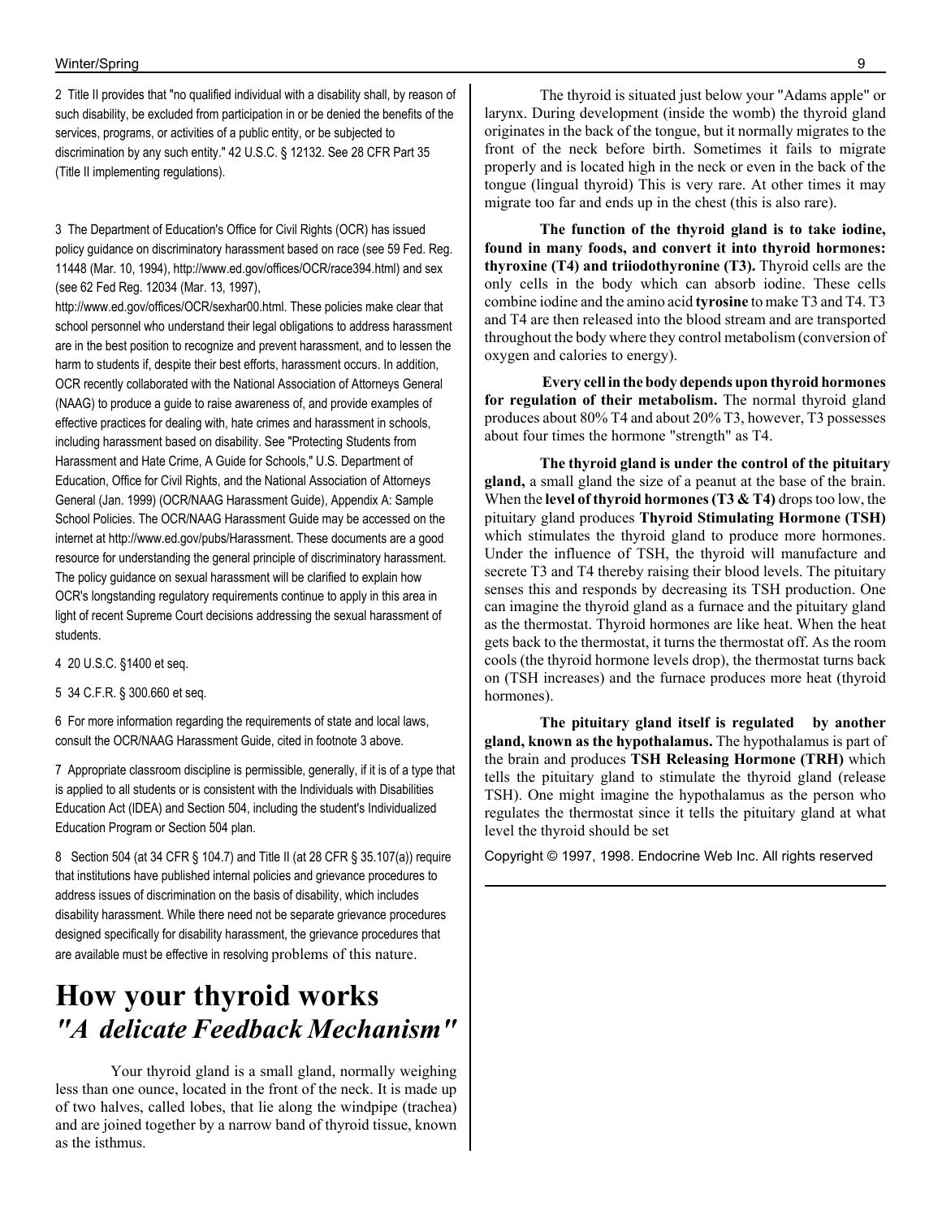2 Title II provides that "no qualified individual with a disability shall, by reason of such disability, be excluded from participation in or be denied the benefits of the services, programs, or activities of a public entity, or be subjected to discrimination by any such entity." 42 U.S.C. § 12132. See 28 CFR Part 35 (Title II implementing regulations).

3 The Department of Education's Office for Civil Rights (OCR) has issued policy guidance on discriminatory harassment based on race (see 59 Fed. Reg. 11448 (Mar. 10, 1994), http://www.ed.gov/offices/OCR/race394.html) and sex (see 62 Fed Reg. 12034 (Mar. 13, 1997), http://www.ed.gov/offices/OCR/sexhar00.html. These policies make clear that school personnel who understand their legal obligations to address harassment are in the best position to recognize and prevent harassment, and to lessen the harm to students if, despite their best efforts, harassment occurs. In addition, OCR recently collaborated with the National Association of Attorneys General (NAAG) to produce a guide to raise awareness of, and provide examples of effective practices for dealing with, hate crimes and harassment in schools, including harassment based on disability. See "Protecting Students from Harassment and Hate Crime, A Guide for Schools," U.S. Department of Education, Office for Civil Rights, and the National Association of Attorneys General (Jan. 1999) (OCR/NAAG Harassment Guide), Appendix A: Sample School Policies. The OCR/NAAG Harassment Guide may be accessed on the internet at http://www.ed.gov/pubs/Harassment. These documents are a good resource for understanding the general principle of discriminatory harassment. The policy guidance on sexual harassment will be clarified to explain how OCR's longstanding regulatory requirements continue to apply in this area in light of recent Supreme Court decisions addressing the sexual harassment of students.

4 20 U.S.C. §1400 et seq.

5 34 C.F.R. § 300.660 et seq.

6 For more information regarding the requirements of state and local laws, consult the OCR/NAAG Harassment Guide, cited in footnote 3 above.

7 Appropriate classroom discipline is permissible, generally, if it is of a type that is applied to all students or is consistent with the Individuals with Disabilities Education Act (IDEA) and Section 504, including the student's Individualized Education Program or Section 504 plan.

8 Section 504 (at 34 CFR § 104.7) and Title II (at 28 CFR § 35.107(a)) require that institutions have published internal policies and grievance procedures to address issues of discrimination on the basis of disability, which includes disability harassment. While there need not be separate grievance procedures designed specifically for disability harassment, the grievance procedures that are available must be effective in resolving problems of this nature.

# How your thyroid works
## *"A delicate Feedback Mechanism"*

Your thyroid gland is a small gland, normally weighing less than one ounce, located in the front of the neck. It is made up of two halves, called lobes, that lie along the windpipe (trachea) and are joined together by a narrow band of thyroid tissue, known as the isthmus.

The thyroid is situated just below your "Adams apple" or larynx. During development (inside the womb) the thyroid gland originates in the back of the tongue, but it normally migrates to the front of the neck before birth. Sometimes it fails to migrate properly and is located high in the neck or even in the back of the tongue (lingual thyroid) This is very rare. At other times it may migrate too far and ends up in the chest (this is also rare).

**The function of the thyroid gland is to take iodine, found in many foods, and convert it into thyroid hormones: thyroxine (T4) and triiodothyronine (T3).** Thyroid cells are the only cells in the body which can absorb iodine. These cells combine iodine and the amino acid **tyrosine** to make T3 and T4. T3 and T4 are then released into the blood stream and are transported throughout the body where they control metabolism (conversion of oxygen and calories to energy).

**Every cell in the body depends upon thyroid hormones for regulation of their metabolism.** The normal thyroid gland produces about 80% T4 and about 20% T3, however, T3 possesses about four times the hormone "strength" as T4.

**The thyroid gland is under the control of the pituitary gland,** a small gland the size of a peanut at the base of the brain. When the **level of thyroid hormones (T3 & T4)** drops too low, the pituitary gland produces **Thyroid Stimulating Hormone (TSH)** which stimulates the thyroid gland to produce more hormones. Under the influence of TSH, the thyroid will manufacture and secrete T3 and T4 thereby raising their blood levels. The pituitary senses this and responds by decreasing its TSH production. One can imagine the thyroid gland as a furnace and the pituitary gland as the thermostat. Thyroid hormones are like heat. When the heat gets back to the thermostat, it turns the thermostat off. As the room cools (the thyroid hormone levels drop), the thermostat turns back on (TSH increases) and the furnace produces more heat (thyroid hormones).

**The pituitary gland itself is regulated by another gland, known as the hypothalamus.** The hypothalamus is part of the brain and produces **TSH Releasing Hormone (TRH)** which tells the pituitary gland to stimulate the thyroid gland (release TSH). One might imagine the hypothalamus as the person who regulates the thermostat since it tells the pituitary gland at what level the thyroid should be set

Copyright © 1997, 1998. Endocrine Web Inc. All rights reserved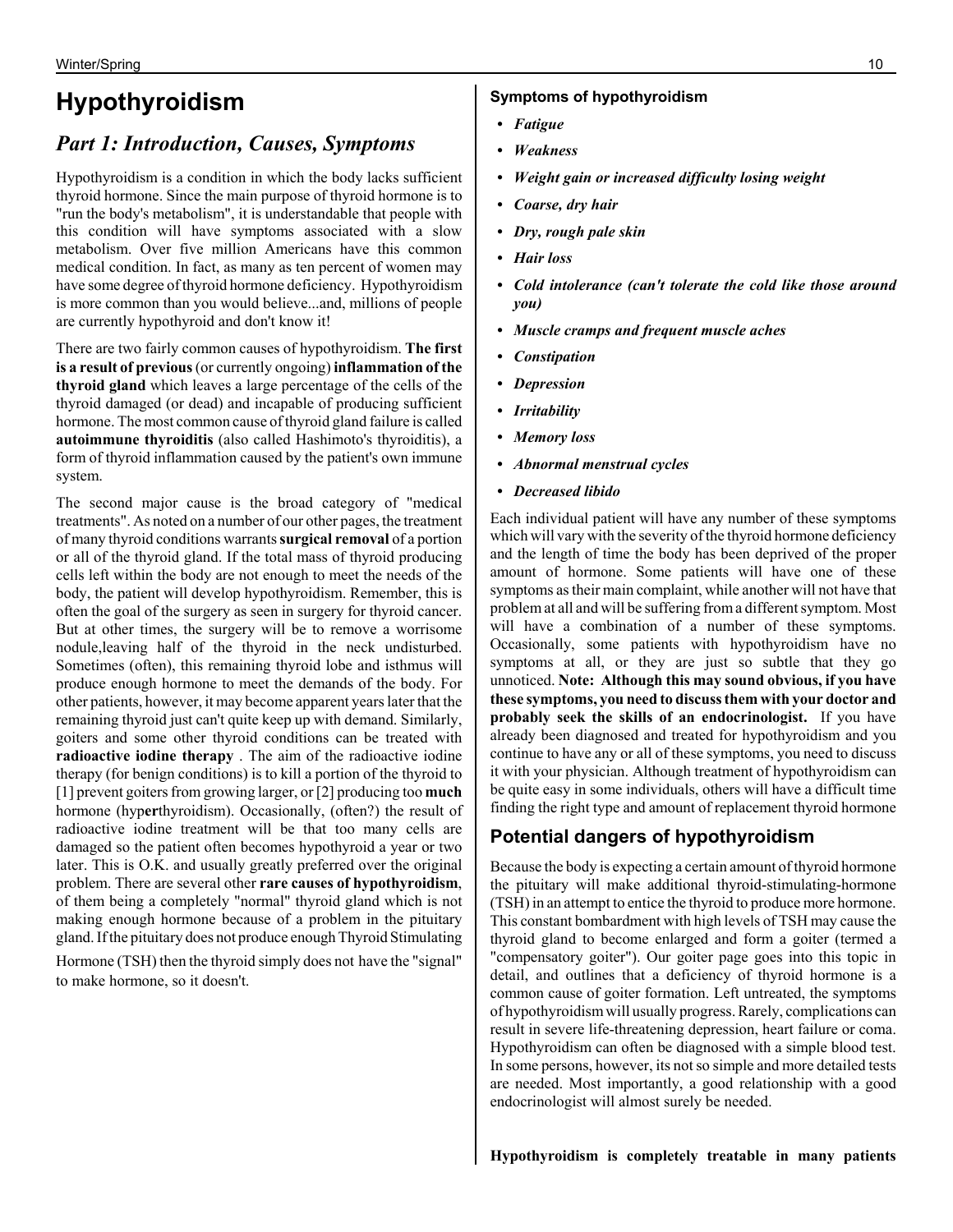# Hypothyroidism

## *Part 1: Introduction, Causes, Symptoms*

Hypothyroidism is a condition in which the body lacks sufficient thyroid hormone. Since the main purpose of thyroid hormone is to "run the body's metabolism", it is understandable that people with this condition will have symptoms associated with a slow metabolism. Over five million Americans have this common medical condition. In fact, as many as ten percent of women may have some degree of thyroid hormone deficiency. Hypothyroidism is more common than you would believe...and, millions of people are currently hypothyroid and don't know it!

There are two fairly common causes of hypothyroidism. **The first is a result of previous** (or currently ongoing) **inflammation of the thyroid gland** which leaves a large percentage of the cells of the thyroid damaged (or dead) and incapable of producing sufficient hormone. The most common cause of thyroid gland failure is called **autoimmune thyroiditis** (also called Hashimoto's thyroiditis), a form of thyroid inflammation caused by the patient's own immune system.

The second major cause is the broad category of "medical treatments". As noted on a number of our other pages, the treatment of many thyroid conditions warrants **surgical removal** of a portion or all of the thyroid gland. If the total mass of thyroid producing cells left within the body are not enough to meet the needs of the body, the patient will develop hypothyroidism. Remember, this is often the goal of the surgery as seen in surgery for thyroid cancer. But at other times, the surgery will be to remove a worrisome nodule,leaving half of the thyroid in the neck undisturbed. Sometimes (often), this remaining thyroid lobe and isthmus will produce enough hormone to meet the demands of the body. For other patients, however, it may become apparent years later that the remaining thyroid just can't quite keep up with demand. Similarly, goiters and some other thyroid conditions can be treated with **radioactive iodine therapy** . The aim of the radioactive iodine therapy (for benign conditions) is to kill a portion of the thyroid to [1] prevent goiters from growing larger, or [2] producing too **much** hormone (hyp**er**thyroidism). Occasionally, (often?) the result of radioactive iodine treatment will be that too many cells are damaged so the patient often becomes hypothyroid a year or two later. This is O.K. and usually greatly preferred over the original problem. There are several other **rare causes of hypothyroidism**, of them being a completely "normal" thyroid gland which is not making enough hormone because of a problem in the pituitary gland. If the pituitary does not produce enough Thyroid Stimulating Hormone (TSH) then the thyroid simply does not have the "signal" to make hormone, so it doesn't.

**Symptoms of hypothyroidism**

- ***Fatigue***
- ***Weakness***
- ***Weight gain or increased difficulty losing weight***
- ***Coarse, dry hair***
- ***Dry, rough pale skin***
- ***Hair loss***
- ***Cold intolerance (can't tolerate the cold like those around you)***
- ***Muscle cramps and frequent muscle aches***
- ***Constipation***
- ***Depression***
- ***Irritability***
- ***Memory loss***
- ***Abnormal menstrual cycles***
- ***Decreased libido***

Each individual patient will have any number of these symptoms which will vary with the severity of the thyroid hormone deficiency and the length of time the body has been deprived of the proper amount of hormone. Some patients will have one of these symptoms as their main complaint, while another will not have that problem at all and will be suffering from a different symptom. Most will have a combination of a number of these symptoms. Occasionally, some patients with hypothyroidism have no symptoms at all, or they are just so subtle that they go unnoticed. **Note: Although this may sound obvious, if you have these symptoms, you need to discuss them with your doctor and probably seek the skills of an endocrinologist.** If you have already been diagnosed and treated for hypothyroidism and you continue to have any or all of these symptoms, you need to discuss it with your physician. Although treatment of hypothyroidism can be quite easy in some individuals, others will have a difficult time finding the right type and amount of replacement thyroid hormone

## Potential dangers of hypothyroidism

Because the body is expecting a certain amount of thyroid hormone the pituitary will make additional thyroid-stimulating-hormone (TSH) in an attempt to entice the thyroid to produce more hormone. This constant bombardment with high levels of TSH may cause the thyroid gland to become enlarged and form a goiter (termed a "compensatory goiter"). Our goiter page goes into this topic in detail, and outlines that a deficiency of thyroid hormone is a common cause of goiter formation. Left untreated, the symptoms of hypothyroidism will usually progress. Rarely, complications can result in severe life-threatening depression, heart failure or coma. Hypothyroidism can often be diagnosed with a simple blood test. In some persons, however, its not so simple and more detailed tests are needed. Most importantly, a good relationship with a good endocrinologist will almost surely be needed.

**Hypothyroidism is completely treatable in many patients**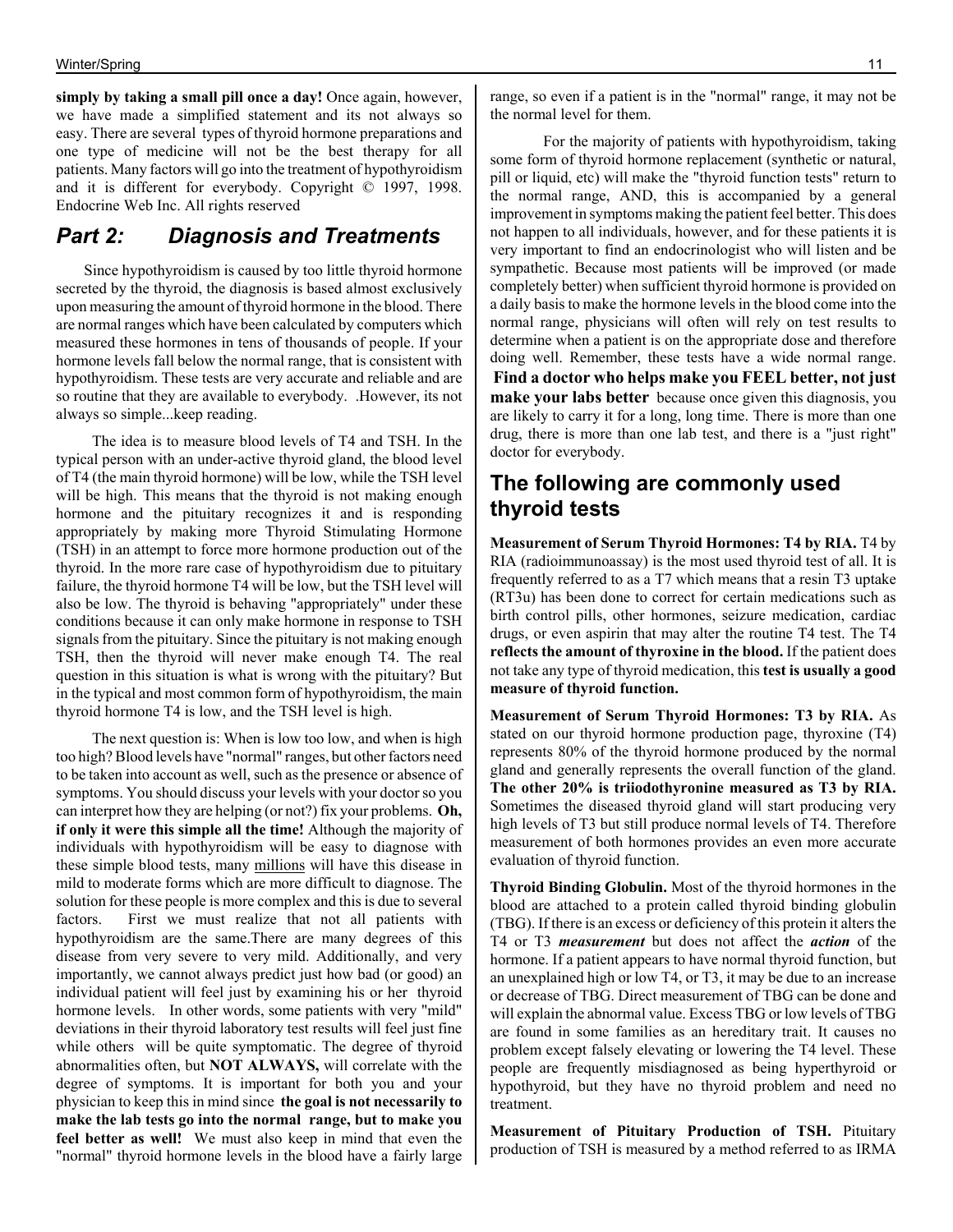**simply by taking a small pill once a day!** Once again, however, we have made a simplified statement and its not always so easy. There are several types of thyroid hormone preparations and one type of medicine will not be the best therapy for all patients. Many factors will go into the treatment of hypothyroidism and it is different for everybody. Copyright © 1997, 1998. Endocrine Web Inc. All rights reserved

## *Part 2: Diagnosis and Treatments*

Since hypothyroidism is caused by too little thyroid hormone secreted by the thyroid, the diagnosis is based almost exclusively upon measuring the amount of thyroid hormone in the blood. There are normal ranges which have been calculated by computers which measured these hormones in tens of thousands of people. If your hormone levels fall below the normal range, that is consistent with hypothyroidism. These tests are very accurate and reliable and are so routine that they are available to everybody. .However, its not always so simple...keep reading.

The idea is to measure blood levels of T4 and TSH. In the typical person with an under-active thyroid gland, the blood level of T4 (the main thyroid hormone) will be low, while the TSH level will be high. This means that the thyroid is not making enough hormone and the pituitary recognizes it and is responding appropriately by making more Thyroid Stimulating Hormone (TSH) in an attempt to force more hormone production out of the thyroid. In the more rare case of hypothyroidism due to pituitary failure, the thyroid hormone T4 will be low, but the TSH level will also be low. The thyroid is behaving "appropriately" under these conditions because it can only make hormone in response to TSH signals from the pituitary. Since the pituitary is not making enough TSH, then the thyroid will never make enough T4. The real question in this situation is what is wrong with the pituitary? But in the typical and most common form of hypothyroidism, the main thyroid hormone T4 is low, and the TSH level is high.

The next question is: When is low too low, and when is high too high? Blood levels have "normal" ranges, but other factors need to be taken into account as well, such as the presence or absence of symptoms. You should discuss your levels with your doctor so you can interpret how they are helping (or not?) fix your problems. **Oh, if only it were this simple all the time!** Although the majority of individuals with hypothyroidism will be easy to diagnose with these simple blood tests, many millions will have this disease in mild to moderate forms which are more difficult to diagnose. The solution for these people is more complex and this is due to several factors. First we must realize that not all patients with hypothyroidism are the same.There are many degrees of this disease from very severe to very mild. Additionally, and very importantly, we cannot always predict just how bad (or good) an individual patient will feel just by examining his or her thyroid hormone levels. In other words, some patients with very "mild" deviations in their thyroid laboratory test results will feel just fine while others will be quite symptomatic. The degree of thyroid abnormalities often, but **NOT ALWAYS,** will correlate with the degree of symptoms. It is important for both you and your physician to keep this in mind since **the goal is not necessarily to make the lab tests go into the normal range, but to make you feel better as well!** We must also keep in mind that even the "normal" thyroid hormone levels in the blood have a fairly large range, so even if a patient is in the "normal" range, it may not be the normal level for them.

For the majority of patients with hypothyroidism, taking some form of thyroid hormone replacement (synthetic or natural, pill or liquid, etc) will make the "thyroid function tests" return to the normal range, AND, this is accompanied by a general improvement in symptoms making the patient feel better. This does not happen to all individuals, however, and for these patients it is very important to find an endocrinologist who will listen and be sympathetic. Because most patients will be improved (or made completely better) when sufficient thyroid hormone is provided on a daily basis to make the hormone levels in the blood come into the normal range, physicians will often will rely on test results to determine when a patient is on the appropriate dose and therefore doing well. Remember, these tests have a wide normal range. **Find a doctor who helps make you FEEL better, not just make your labs better** because once given this diagnosis, you are likely to carry it for a long, long time. There is more than one drug, there is more than one lab test, and there is a "just right" doctor for everybody.

## The following are commonly used thyroid tests

**Measurement of Serum Thyroid Hormones: T4 by RIA.** T4 by RIA (radioimmunoassay) is the most used thyroid test of all. It is frequently referred to as a T7 which means that a resin T3 uptake (RT3u) has been done to correct for certain medications such as birth control pills, other hormones, seizure medication, cardiac drugs, or even aspirin that may alter the routine T4 test. The T4 **reflects the amount of thyroxine in the blood.** If the patient does not take any type of thyroid medication, this **test is usually a good measure of thyroid function.**

**Measurement of Serum Thyroid Hormones: T3 by RIA.** As stated on our thyroid hormone production page, thyroxine (T4) represents 80% of the thyroid hormone produced by the normal gland and generally represents the overall function of the gland. **The other 20% is triiodothyronine measured as T3 by RIA.** Sometimes the diseased thyroid gland will start producing very high levels of T3 but still produce normal levels of T4. Therefore measurement of both hormones provides an even more accurate evaluation of thyroid function.

**Thyroid Binding Globulin.** Most of the thyroid hormones in the blood are attached to a protein called thyroid binding globulin (TBG). If there is an excess or deficiency of this protein it alters the T4 or T3 ***measurement*** but does not affect the ***action*** of the hormone. If a patient appears to have normal thyroid function, but an unexplained high or low T4, or T3, it may be due to an increase or decrease of TBG. Direct measurement of TBG can be done and will explain the abnormal value. Excess TBG or low levels of TBG are found in some families as an hereditary trait. It causes no problem except falsely elevating or lowering the T4 level. These people are frequently misdiagnosed as being hyperthyroid or hypothyroid, but they have no thyroid problem and need no treatment.

**Measurement of Pituitary Production of TSH.** Pituitary production of TSH is measured by a method referred to as IRMA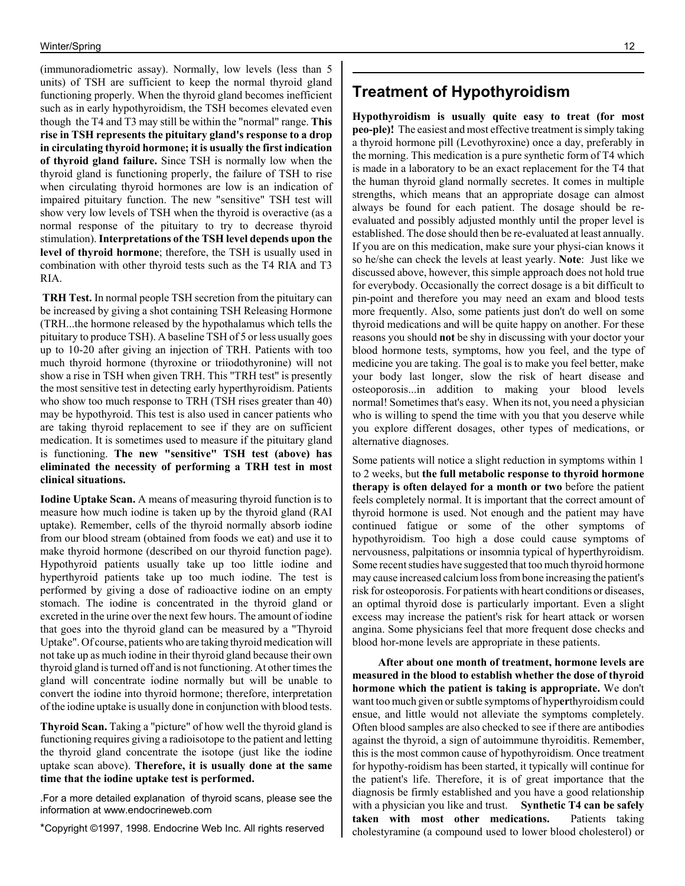(immunoradiometric assay). Normally, low levels (less than 5 units) of TSH are sufficient to keep the normal thyroid gland functioning properly. When the thyroid gland becomes inefficient such as in early hypothyroidism, the TSH becomes elevated even though the T4 and T3 may still be within the "normal" range. **This rise in TSH represents the pituitary gland's response to a drop in circulating thyroid hormone; it is usually the first indication of thyroid gland failure.** Since TSH is normally low when the thyroid gland is functioning properly, the failure of TSH to rise when circulating thyroid hormones are low is an indication of impaired pituitary function. The new "sensitive" TSH test will show very low levels of TSH when the thyroid is overactive (as a normal response of the pituitary to try to decrease thyroid stimulation). **Interpretations of the TSH level depends upon the level of thyroid hormone**; therefore, the TSH is usually used in combination with other thyroid tests such as the T4 RIA and T3 RIA.

**TRH Test.** In normal people TSH secretion from the pituitary can be increased by giving a shot containing TSH Releasing Hormone (TRH...the hormone released by the hypothalamus which tells the pituitary to produce TSH). A baseline TSH of 5 or less usually goes up to 10-20 after giving an injection of TRH. Patients with too much thyroid hormone (thyroxine or triiodothyronine) will not show a rise in TSH when given TRH. This "TRH test" is presently the most sensitive test in detecting early hyperthyroidism. Patients who show too much response to TRH (TSH rises greater than 40) may be hypothyroid. This test is also used in cancer patients who are taking thyroid replacement to see if they are on sufficient medication. It is sometimes used to measure if the pituitary gland is functioning. **The new "sensitive" TSH test (above) has eliminated the necessity of performing a TRH test in most clinical situations.**

**Iodine Uptake Scan.** A means of measuring thyroid function is to measure how much iodine is taken up by the thyroid gland (RAI uptake). Remember, cells of the thyroid normally absorb iodine from our blood stream (obtained from foods we eat) and use it to make thyroid hormone (described on our thyroid function page). Hypothyroid patients usually take up too little iodine and hyperthyroid patients take up too much iodine. The test is performed by giving a dose of radioactive iodine on an empty stomach. The iodine is concentrated in the thyroid gland or excreted in the urine over the next few hours. The amount of iodine that goes into the thyroid gland can be measured by a "Thyroid Uptake". Of course, patients who are taking thyroid medication will not take up as much iodine in their thyroid gland because their own thyroid gland is turned off and is not functioning. At other times the gland will concentrate iodine normally but will be unable to convert the iodine into thyroid hormone; therefore, interpretation of the iodine uptake is usually done in conjunction with blood tests.

**Thyroid Scan.** Taking a "picture" of how well the thyroid gland is functioning requires giving a radioisotope to the patient and letting the thyroid gland concentrate the isotope (just like the iodine uptake scan above). **Therefore, it is usually done at the same time that the iodine uptake test is performed.**

.For a more detailed explanation of thyroid scans, please see the information at www.endocrineweb.com

*Copyright ©1997, 1998. Endocrine Web Inc. All rights reserved

## Treatment of Hypothyroidism

**Hypothyroidism is usually quite easy to treat (for most peo-ple)!** The easiest and most effective treatment is simply taking a thyroid hormone pill (Levothyroxine) once a day, preferably in the morning. This medication is a pure synthetic form of T4 which is made in a laboratory to be an exact replacement for the T4 that the human thyroid gland normally secretes. It comes in multiple strengths, which means that an appropriate dosage can almost always be found for each patient. The dosage should be re-evaluated and possibly adjusted monthly until the proper level is established. The dose should then be re-evaluated at least annually. If you are on this medication, make sure your physi-cian knows it so he/she can check the levels at least yearly. **Note**: Just like we discussed above, however, this simple approach does not hold true for everybody. Occasionally the correct dosage is a bit difficult to pin-point and therefore you may need an exam and blood tests more frequently. Also, some patients just don't do well on some thyroid medications and will be quite happy on another. For these reasons you should **not** be shy in discussing with your doctor your blood hormone tests, symptoms, how you feel, and the type of medicine you are taking. The goal is to make you feel better, make your body last longer, slow the risk of heart disease and osteoporosis...in addition to making your blood levels normal! Sometimes that's easy. When its not, you need a physician who is willing to spend the time with you that you deserve while you explore different dosages, other types of medications, or alternative diagnoses.

Some patients will notice a slight reduction in symptoms within 1 to 2 weeks, but **the full metabolic response to thyroid hormone therapy is often delayed for a month or two** before the patient feels completely normal. It is important that the correct amount of thyroid hormone is used. Not enough and the patient may have continued fatigue or some of the other symptoms of hypothyroidism. Too high a dose could cause symptoms of nervousness, palpitations or insomnia typical of hyperthyroidism. Some recent studies have suggested that too much thyroid hormone may cause increased calcium loss from bone increasing the patient's risk for osteoporosis. For patients with heart conditions or diseases, an optimal thyroid dose is particularly important. Even a slight excess may increase the patient's risk for heart attack or worsen angina. Some physicians feel that more frequent dose checks and blood hor-mone levels are appropriate in these patients.

**After about one month of treatment, hormone levels are measured in the blood to establish whether the dose of thyroid hormone which the patient is taking is appropriate.** We don't want too much given or subtle symptoms of hyp**er**thyroidism could ensue, and little would not alleviate the symptoms completely. Often blood samples are also checked to see if there are antibodies against the thyroid, a sign of autoimmune thyroiditis. Remember, this is the most common cause of hypothyroidism. Once treatment for hypothy-roidism has been started, it typically will continue for the patient's life. Therefore, it is of great importance that the diagnosis be firmly established and you have a good relationship with a physician you like and trust. **Synthetic T4 can be safely taken with most other medications.** Patients taking cholestyramine (a compound used to lower blood cholesterol) or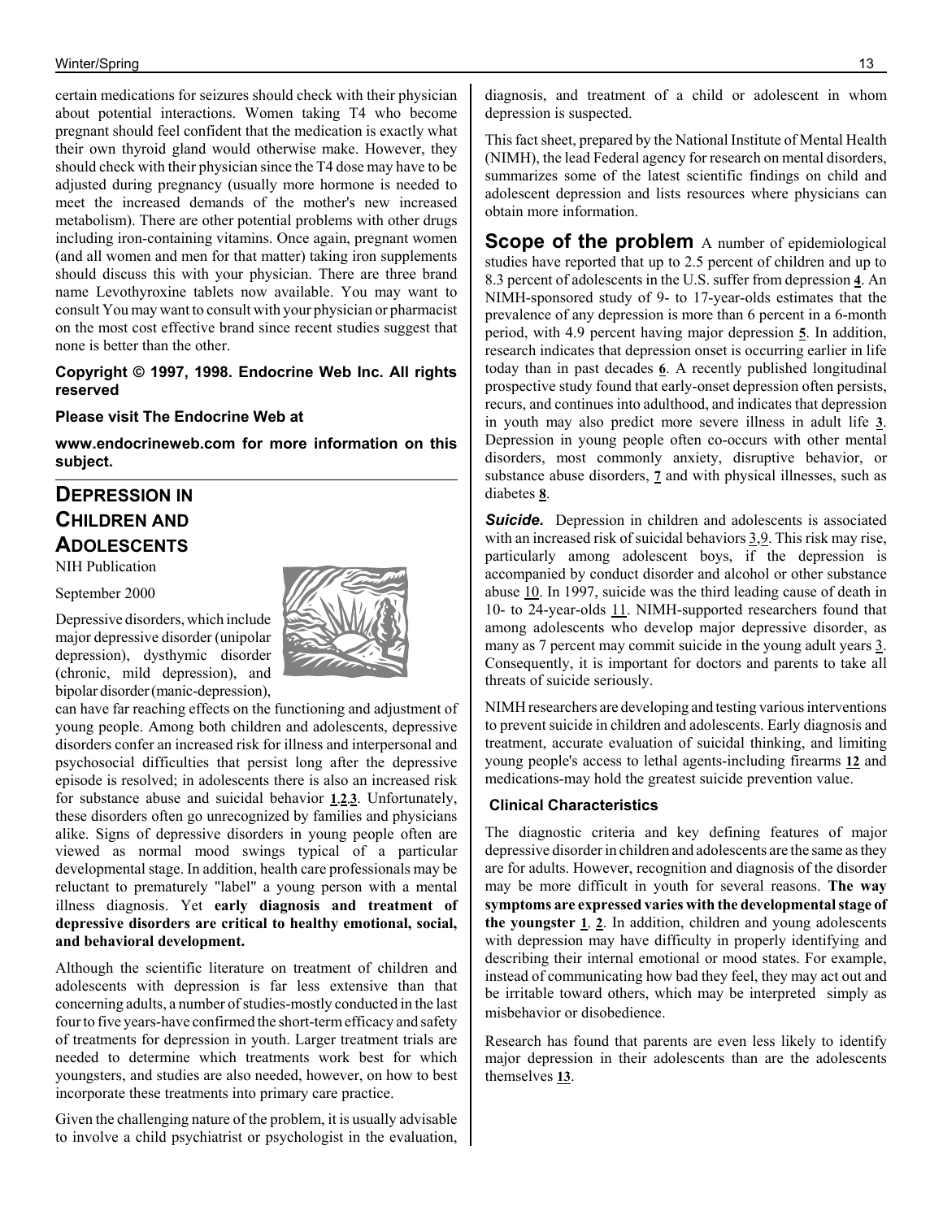certain medications for seizures should check with their physician about potential interactions. Women taking T4 who become pregnant should feel confident that the medication is exactly what their own thyroid gland would otherwise make. However, they should check with their physician since the T4 dose may have to be adjusted during pregnancy (usually more hormone is needed to meet the increased demands of the mother's new increased metabolism). There are other potential problems with other drugs including iron-containing vitamins. Once again, pregnant women (and all women and men for that matter) taking iron supplements should discuss this with your physician. There are three brand name Levothyroxine tablets now available. You may want to consult You may want to consult with your physician or pharmacist on the most cost effective brand since recent studies suggest that none is better than the other.

**Copyright © 1997, 1998. Endocrine Web Inc. All rights reserved**

**Please visit The Endocrine Web at**

**www.endocrineweb.com for more information on this subject.**

---

## DEPRESSION IN CHILDREN AND ADOLESCENTS

NIH Publication

September 2000

Depressive disorders, which include major depressive disorder (unipolar depression), dysthymic disorder (chronic, mild depression), and bipolar disorder (manic-depression), can have far reaching effects on the functioning and adjustment of young people. Among both children and adolescents, depressive disorders confer an increased risk for illness and interpersonal and psychosocial difficulties that persist long after the depressive episode is resolved; in adolescents there is also an increased risk for substance abuse and suicidal behavior **1**,**2**,**3**. Unfortunately, these disorders often go unrecognized by families and physicians alike. Signs of depressive disorders in young people often are viewed as normal mood swings typical of a particular developmental stage. In addition, health care professionals may be reluctant to prematurely "label" a young person with a mental illness diagnosis. Yet **early diagnosis and treatment of depressive disorders are critical to healthy emotional, social, and behavioral development.**

Although the scientific literature on treatment of children and adolescents with depression is far less extensive than that concerning adults, a number of studies-mostly conducted in the last four to five years-have confirmed the short-term efficacy and safety of treatments for depression in youth. Larger treatment trials are needed to determine which treatments work best for which youngsters, and studies are also needed, however, on how to best incorporate these treatments into primary care practice.

Given the challenging nature of the problem, it is usually advisable to involve a child psychiatrist or psychologist in the evaluation, diagnosis, and treatment of a child or adolescent in whom depression is suspected.

This fact sheet, prepared by the National Institute of Mental Health (NIMH), the lead Federal agency for research on mental disorders, summarizes some of the latest scientific findings on child and adolescent depression and lists resources where physicians can obtain more information.

**Scope of the problem** A number of epidemiological studies have reported that up to 2.5 percent of children and up to 8.3 percent of adolescents in the U.S. suffer from depression **4**. An NIMH-sponsored study of 9- to 17-year-olds estimates that the prevalence of any depression is more than 6 percent in a 6-month period, with 4.9 percent having major depression **5**. In addition, research indicates that depression onset is occurring earlier in life today than in past decades **6**. A recently published longitudinal prospective study found that early-onset depression often persists, recurs, and continues into adulthood, and indicates that depression in youth may also predict more severe illness in adult life **3**. Depression in young people often co-occurs with other mental disorders, most commonly anxiety, disruptive behavior, or substance abuse disorders, **7** and with physical illnesses, such as diabetes **8**.

***Suicide.*** Depression in children and adolescents is associated with an increased risk of suicidal behaviors 3,9. This risk may rise, particularly among adolescent boys, if the depression is accompanied by conduct disorder and alcohol or other substance abuse 10. In 1997, suicide was the third leading cause of death in 10- to 24-year-olds 11. NIMH-supported researchers found that among adolescents who develop major depressive disorder, as many as 7 percent may commit suicide in the young adult years 3. Consequently, it is important for doctors and parents to take all threats of suicide seriously.

NIMH researchers are developing and testing various interventions to prevent suicide in children and adolescents. Early diagnosis and treatment, accurate evaluation of suicidal thinking, and limiting young people's access to lethal agents-including firearms **12** and medications-may hold the greatest suicide prevention value.

### Clinical Characteristics

The diagnostic criteria and key defining features of major depressive disorder in children and adolescents are the same as they are for adults. However, recognition and diagnosis of the disorder may be more difficult in youth for several reasons. **The way symptoms are expressed varies with the developmental stage of the youngster 1**, **2**. In addition, children and young adolescents with depression may have difficulty in properly identifying and describing their internal emotional or mood states. For example, instead of communicating how bad they feel, they may act out and be irritable toward others, which may be interpreted simply as misbehavior or disobedience.

Research has found that parents are even less likely to identify major depression in their adolescents than are the adolescents themselves **13**.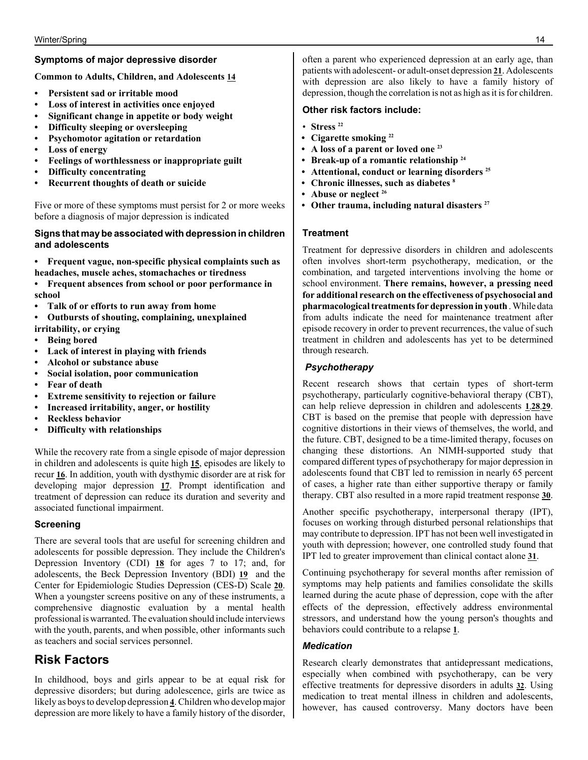### Symptoms of major depressive disorder

**Common to Adults, Children, and Adolescents [14]**

- **Persistent sad or irritable mood**
- **Loss of interest in activities once enjoyed**
- **Significant change in appetite or body weight**
- **Difficulty sleeping or oversleeping**
- **Psychomotor agitation or retardation**
- **Loss of energy**
- **Feelings of worthlessness or inappropriate guilt**
- **Difficulty concentrating**
- **Recurrent thoughts of death or suicide**

Five or more of these symptoms must persist for 2 or more weeks before a diagnosis of major depression is indicated

### Signs that may be associated with depression in children and adolescents

- **Frequent vague, non-specific physical complaints such as headaches, muscle aches, stomachaches or tiredness**
- **Frequent absences from school or poor performance in school**
- **Talk of or efforts to run away from home**
- **Outbursts of shouting, complaining, unexplained irritability, or crying**
- **Being bored**
- **Lack of interest in playing with friends**
- **Alcohol or substance abuse**
- **Social isolation, poor communication**
- **Fear of death**
- **Extreme sensitivity to rejection or failure**
- **Increased irritability, anger, or hostility**
- **Reckless behavior**
- **Difficulty with relationships**

While the recovery rate from a single episode of major depression in children and adolescents is quite high [15], episodes are likely to recur [16]. In addition, youth with dysthymic disorder are at risk for developing major depression [17]. Prompt identification and treatment of depression can reduce its duration and severity and associated functional impairment.

### Screening

There are several tools that are useful for screening children and adolescents for possible depression. They include the Children's Depression Inventory (CDI) [18] for ages 7 to 17; and, for adolescents, the Beck Depression Inventory (BDI) [19] and the Center for Epidemiologic Studies Depression (CES-D) Scale [20]. When a youngster screens positive on any of these instruments, a comprehensive diagnostic evaluation by a mental health professional is warranted. The evaluation should include interviews with the youth, parents, and when possible, other informants such as teachers and social services personnel.

## Risk Factors

In childhood, boys and girls appear to be at equal risk for depressive disorders; but during adolescence, girls are twice as likely as boys to develop depression [4]. Children who develop major depression are more likely to have a family history of the disorder, often a parent who experienced depression at an early age, than patients with adolescent- or adult-onset depression [21]. Adolescents with depression are also likely to have a family history of depression, though the correlation is not as high as it is for children.

### Other risk factors include:

- **Stress [22]**
- **Cigarette smoking [22]**
- **A loss of a parent or loved one [23]**
- **Break-up of a romantic relationship [24]**
- **Attentional, conduct or learning disorders [25]**
- **Chronic illnesses, such as diabetes [8]**
- **Abuse or neglect [26]**
- **Other trauma, including natural disasters [27]**

### Treatment

Treatment for depressive disorders in children and adolescents often involves short-term psychotherapy, medication, or the combination, and targeted interventions involving the home or school environment. **There remains, however, a pressing need for additional research on the effectiveness of psychosocial and pharmacological treatments for depression in youth**. While data from adults indicate the need for maintenance treatment after episode recovery in order to prevent recurrences, the value of such treatment in children and adolescents has yet to be determined through research.

#### *Psychotherapy*

Recent research shows that certain types of short-term psychotherapy, particularly cognitive-behavioral therapy (CBT), can help relieve depression in children and adolescents [1,28,29]. CBT is based on the premise that people with depression have cognitive distortions in their views of themselves, the world, and the future. CBT, designed to be a time-limited therapy, focuses on changing these distortions. An NIMH-supported study that compared different types of psychotherapy for major depression in adolescents found that CBT led to remission in nearly 65 percent of cases, a higher rate than either supportive therapy or family therapy. CBT also resulted in a more rapid treatment response [30].

Another specific psychotherapy, interpersonal therapy (IPT), focuses on working through disturbed personal relationships that may contribute to depression. IPT has not been well investigated in youth with depression; however, one controlled study found that IPT led to greater improvement than clinical contact alone [31].

Continuing psychotherapy for several months after remission of symptoms may help patients and families consolidate the skills learned during the acute phase of depression, cope with the after effects of the depression, effectively address environmental stressors, and understand how the young person's thoughts and behaviors could contribute to a relapse [1].

#### *Medication*

Research clearly demonstrates that antidepressant medications, especially when combined with psychotherapy, can be very effective treatments for depressive disorders in adults [32]. Using medication to treat mental illness in children and adolescents, however, has caused controversy. Many doctors have been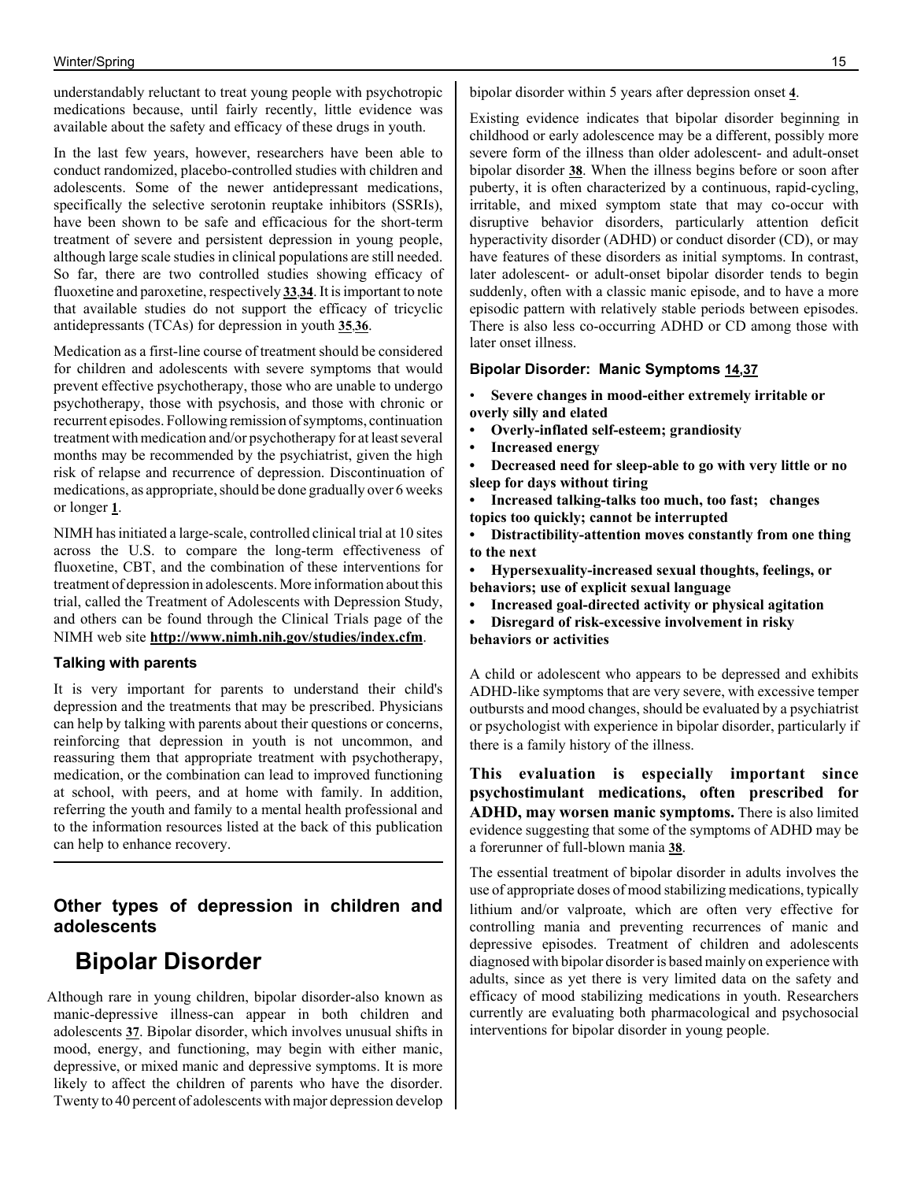understandably reluctant to treat young people with psychotropic medications because, until fairly recently, little evidence was available about the safety and efficacy of these drugs in youth.

In the last few years, however, researchers have been able to conduct randomized, placebo-controlled studies with children and adolescents. Some of the newer antidepressant medications, specifically the selective serotonin reuptake inhibitors (SSRIs), have been shown to be safe and efficacious for the short-term treatment of severe and persistent depression in young people, although large scale studies in clinical populations are still needed. So far, there are two controlled studies showing efficacy of fluoxetine and paroxetine, respectively [33,34]. It is important to note that available studies do not support the efficacy of tricyclic antidepressants (TCAs) for depression in youth [35,36].

Medication as a first-line course of treatment should be considered for children and adolescents with severe symptoms that would prevent effective psychotherapy, those who are unable to undergo psychotherapy, those with psychosis, and those with chronic or recurrent episodes. Following remission of symptoms, continuation treatment with medication and/or psychotherapy for at least several months may be recommended by the psychiatrist, given the high risk of relapse and recurrence of depression. Discontinuation of medications, as appropriate, should be done gradually over 6 weeks or longer [1].

NIMH has initiated a large-scale, controlled clinical trial at 10 sites across the U.S. to compare the long-term effectiveness of fluoxetine, CBT, and the combination of these interventions for treatment of depression in adolescents. More information about this trial, called the Treatment of Adolescents with Depression Study, and others can be found through the Clinical Trials page of the NIMH web site **http://www.nimh.nih.gov/studies/index.cfm**.

### Talking with parents

It is very important for parents to understand their child's depression and the treatments that may be prescribed. Physicians can help by talking with parents about their questions or concerns, reinforcing that depression in youth is not uncommon, and reassuring them that appropriate treatment with psychotherapy, medication, or the combination can lead to improved functioning at school, with peers, and at home with family. In addition, referring the youth and family to a mental health professional and to the information resources listed at the back of this publication can help to enhance recovery.

## Other types of depression in children and adolescents

# Bipolar Disorder

Although rare in young children, bipolar disorder-also known as manic-depressive illness-can appear in both children and adolescents [37]. Bipolar disorder, which involves unusual shifts in mood, energy, and functioning, may begin with either manic, depressive, or mixed manic and depressive symptoms. It is more likely to affect the children of parents who have the disorder. Twenty to 40 percent of adolescents with major depression develop bipolar disorder within 5 years after depression onset [4].

Existing evidence indicates that bipolar disorder beginning in childhood or early adolescence may be a different, possibly more severe form of the illness than older adolescent- and adult-onset bipolar disorder [38]. When the illness begins before or soon after puberty, it is often characterized by a continuous, rapid-cycling, irritable, and mixed symptom state that may co-occur with disruptive behavior disorders, particularly attention deficit hyperactivity disorder (ADHD) or conduct disorder (CD), or may have features of these disorders as initial symptoms. In contrast, later adolescent- or adult-onset bipolar disorder tends to begin suddenly, often with a classic manic episode, and to have a more episodic pattern with relatively stable periods between episodes. There is also less co-occurring ADHD or CD among those with later onset illness.

### Bipolar Disorder: Manic Symptoms [14,37]

- **Severe changes in mood-either extremely irritable or overly silly and elated**
- **Overly-inflated self-esteem; grandiosity**
- **Increased energy**
- **Decreased need for sleep-able to go with very little or no sleep for days without tiring**
- **Increased talking-talks too much, too fast; changes topics too quickly; cannot be interrupted**
- **Distractibility-attention moves constantly from one thing to the next**
- **Hypersexuality-increased sexual thoughts, feelings, or behaviors; use of explicit sexual language**
- **Increased goal-directed activity or physical agitation**
- **Disregard of risk-excessive involvement in risky behaviors or activities**

A child or adolescent who appears to be depressed and exhibits ADHD-like symptoms that are very severe, with excessive temper outbursts and mood changes, should be evaluated by a psychiatrist or psychologist with experience in bipolar disorder, particularly if there is a family history of the illness.

**This evaluation is especially important since psychostimulant medications, often prescribed for ADHD, may worsen manic symptoms.** There is also limited evidence suggesting that some of the symptoms of ADHD may be a forerunner of full-blown mania [38].

The essential treatment of bipolar disorder in adults involves the use of appropriate doses of mood stabilizing medications, typically lithium and/or valproate, which are often very effective for controlling mania and preventing recurrences of manic and depressive episodes. Treatment of children and adolescents diagnosed with bipolar disorder is based mainly on experience with adults, since as yet there is very limited data on the safety and efficacy of mood stabilizing medications in youth. Researchers currently are evaluating both pharmacological and psychosocial interventions for bipolar disorder in young people.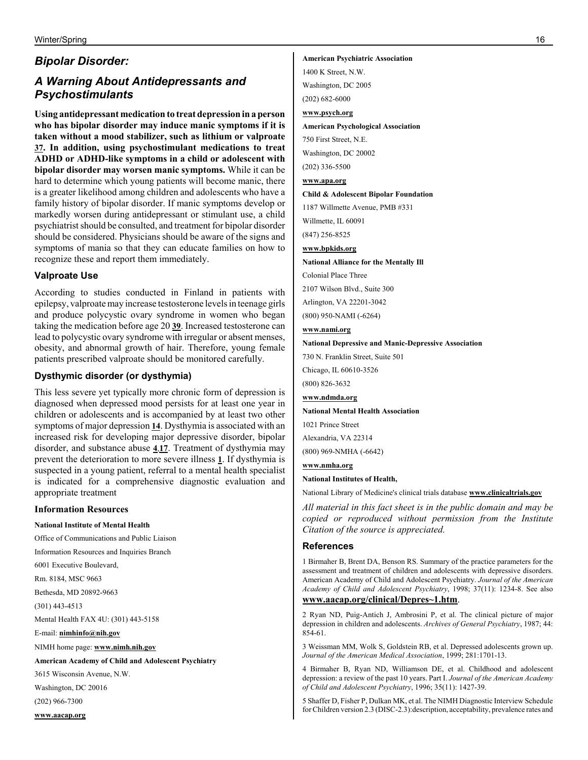## *Bipolar Disorder:*

## *A Warning About Antidepressants and Psychostimulants*

**Using antidepressant medication to treat depression in a person who has bipolar disorder may induce manic symptoms if it is taken without a mood stabilizer, such as lithium or valproate 37. In addition, using psychostimulant medications to treat ADHD or ADHD-like symptoms in a child or adolescent with bipolar disorder may worsen manic symptoms.** While it can be hard to determine which young patients will become manic, there is a greater likelihood among children and adolescents who have a family history of bipolar disorder. If manic symptoms develop or markedly worsen during antidepressant or stimulant use, a child psychiatrist should be consulted, and treatment for bipolar disorder should be considered. Physicians should be aware of the signs and symptoms of mania so that they can educate families on how to recognize these and report them immediately.

### Valproate Use

According to studies conducted in Finland in patients with epilepsy, valproate may increase testosterone levels in teenage girls and produce polycystic ovary syndrome in women who began taking the medication before age 20 **39**. Increased testosterone can lead to polycystic ovary syndrome with irregular or absent menses, obesity, and abnormal growth of hair. Therefore, young female patients prescribed valproate should be monitored carefully.

### Dysthymic disorder (or dysthymia)

This less severe yet typically more chronic form of depression is diagnosed when depressed mood persists for at least one year in children or adolescents and is accompanied by at least two other symptoms of major depression **14**. Dysthymia is associated with an increased risk for developing major depressive disorder, bipolar disorder, and substance abuse **4**,**17**. Treatment of dysthymia may prevent the deterioration to more severe illness **1**. If dysthymia is suspected in a young patient, referral to a mental health specialist is indicated for a comprehensive diagnostic evaluation and appropriate treatment

### Information Resources

**National Institute of Mental Health**

Office of Communications and Public Liaison

Information Resources and Inquiries Branch

6001 Executive Boulevard,

Rm. 8184, MSC 9663

Bethesda, MD 20892-9663

(301) 443-4513

Mental Health FAX 4U: (301) 443-5158

E-mail: **nimhinfo@nih.gov**

NIMH home page: **www.nimh.nih.gov**

**American Academy of Child and Adolescent Psychiatry**

3615 Wisconsin Avenue, N.W.

Washington, DC 20016

(202) 966-7300

**www.aacap.org**

**American Psychiatric Association**

1400 K Street, N.W.

Washington, DC 2005

(202) 682-6000

**www.psych.org**

**American Psychological Association**

750 First Street, N.E.

Washington, DC 20002

(202) 336-5500

**www.apa.org**

**Child & Adolescent Bipolar Foundation**

1187 Willmette Avenue, PMB #331

Willmette, IL 60091

(847) 256-8525

**www.bpkids.org**

**National Alliance for the Mentally Ill**

Colonial Place Three

2107 Wilson Blvd., Suite 300

Arlington, VA 22201-3042

(800) 950-NAMI (-6264)

**www.nami.org**

**National Depressive and Manic-Depressive Association**

730 N. Franklin Street, Suite 501

Chicago, IL 60610-3526

(800) 826-3632

**www.ndmda.org**

**National Mental Health Association**

1021 Prince Street

Alexandria, VA 22314

(800) 969-NMHA (-6642)

**www.nmha.org**

**National Institutes of Health,**

National Library of Medicine's clinical trials database **www.clinicaltrials.gov**

*All material in this fact sheet is in the public domain and may be copied or reproduced without permission from the Institute Citation of the source is appreciated.*

### References

1 Birmaher B, Brent DA, Benson RS. Summary of the practice parameters for the assessment and treatment of children and adolescents with depressive disorders. American Academy of Child and Adolescent Psychiatry. *Journal of the American Academy of Child and Adolescent Psychiatry*, 1998; 37(11): 1234-8. See also **www.aacap.org/clinical/Depres~1.htm**.

2 Ryan ND, Puig-Antich J, Ambrosini P, et al. The clinical picture of major depression in children and adolescents. *Archives of General Psychiatry*, 1987; 44: 854-61.

3 Weissman MM, Wolk S, Goldstein RB, et al. Depressed adolescents grown up. *Journal of the American Medical Association*, 1999; 281:1701-13.

4 Birmaher B, Ryan ND, Williamson DE, et al. Childhood and adolescent depression: a review of the past 10 years. Part I. *Journal of the American Academy of Child and Adolescent Psychiatry*, 1996; 35(11): 1427-39.

5 Shaffer D, Fisher P, Dulkan MK, et al. The NIMH Diagnostic Interview Schedule for Children version 2.3 (DISC-2.3):description, acceptability, prevalence rates and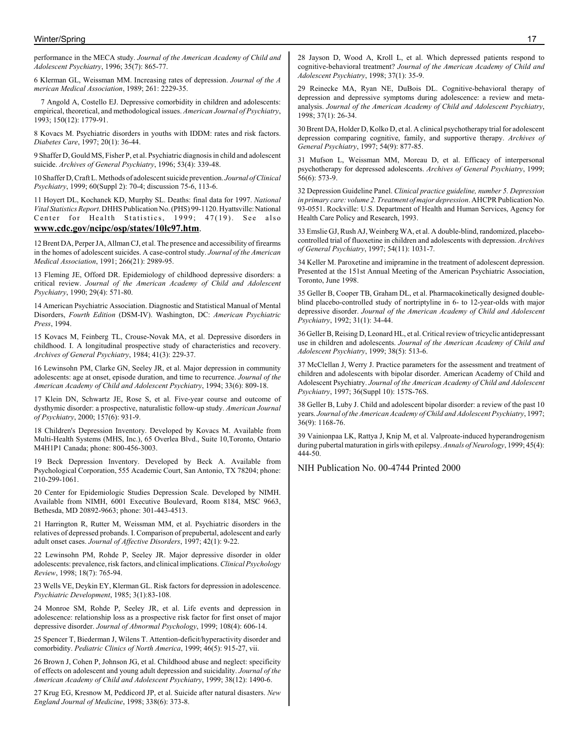performance in the MECA study. *Journal of the American Academy of Child and Adolescent Psychiatry*, 1996; 35(7): 865-77.

6 Klerman GL, Weissman MM. Increasing rates of depression. *Journal of the A merican Medical Association*, 1989; 261: 2229-35.

7 Angold A, Costello EJ. Depressive comorbidity in children and adolescents: empirical, theoretical, and methodological issues. *American Journal of Psychiatry*, 1993; 150(12): 1779-91.

8 Kovacs M. Psychiatric disorders in youths with IDDM: rates and risk factors. *Diabetes Care*, 1997; 20(1): 36-44.

9 Shaffer D, Gould MS, Fisher P, et al. Psychiatric diagnosis in child and adolescent suicide. *Archives of General Psychiatry*, 1996; 53(4): 339-48.

10 Shaffer D, Craft L. Methods of adolescent suicide prevention. *Journal of Clinical Psychiatry*, 1999; 60(Suppl 2): 70-4; discussion 75-6, 113-6.

11 Hoyert DL, Kochanek KD, Murphy SL. Deaths: final data for 1997. *National Vital Statistics Report*. DHHS Publication No. (PHS) 99-1120. Hyattsville: National Center for Health Statistics, 1999; 47(19). See also **www.cdc.gov/ncipc/osp/states/10lc97.htm**.

12 Brent DA, Perper JA, Allman CJ, et al. The presence and accessibility of firearms in the homes of adolescent suicides. A case-control study. *Journal of the American Medical Association*, 1991; 266(21): 2989-95.

13 Fleming JE, Offord DR. Epidemiology of childhood depressive disorders: a critical review. *Journal of the American Academy of Child and Adolescent Psychiatry*, 1990; 29(4): 571-80.

14 American Psychiatric Association. Diagnostic and Statistical Manual of Mental Disorders, *Fourth Edition* (DSM-IV). Washington, DC: *American Psychiatric Press*, 1994.

15 Kovacs M, Feinberg TL, Crouse-Novak MA, et al. Depressive disorders in childhood. I. A longitudinal prospective study of characteristics and recovery. *Archives of General Psychiatry*, 1984; 41(3): 229-37.

16 Lewinsohn PM, Clarke GN, Seeley JR, et al. Major depression in community adolescents: age at onset, episode duration, and time to recurrence. *Journal of the American Academy of Child and Adolescent Psychiatry*, 1994; 33(6): 809-18.

17 Klein DN, Schwartz JE, Rose S, et al. Five-year course and outcome of dysthymic disorder: a prospective, naturalistic follow-up study. *American Journal of Psychiatry*, 2000; 157(6): 931-9.

18 Children's Depression Inventory. Developed by Kovacs M. Available from Multi-Health Systems (MHS, Inc.), 65 Overlea Blvd., Suite 10,Toronto, Ontario M4H1P1 Canada; phone: 800-456-3003.

19 Beck Depression Inventory. Developed by Beck A. Available from Psychological Corporation, 555 Academic Court, San Antonio, TX 78204; phone: 210-299-1061.

20 Center for Epidemiologic Studies Depression Scale. Developed by NIMH. Available from NIMH, 6001 Executive Boulevard, Room 8184, MSC 9663, Bethesda, MD 20892-9663; phone: 301-443-4513.

21 Harrington R, Rutter M, Weissman MM, et al. Psychiatric disorders in the relatives of depressed probands. I. Comparison of prepubertal, adolescent and early adult onset cases. *Journal of Affective Disorders*, 1997; 42(1): 9-22.

22 Lewinsohn PM, Rohde P, Seeley JR. Major depressive disorder in older adolescents: prevalence, risk factors, and clinical implications. *Clinical Psychology Review*, 1998; 18(7): 765-94.

23 Wells VE, Deykin EY, Klerman GL. Risk factors for depression in adolescence. *Psychiatric Development*, 1985; 3(1):83-108.

24 Monroe SM, Rohde P, Seeley JR, et al. Life events and depression in adolescence: relationship loss as a prospective risk factor for first onset of major depressive disorder. *Journal of Abnormal Psychology*, 1999; 108(4): 606-14.

25 Spencer T, Biederman J, Wilens T. Attention-deficit/hyperactivity disorder and comorbidity. *Pediatric Clinics of North America*, 1999; 46(5): 915-27, vii.

26 Brown J, Cohen P, Johnson JG, et al. Childhood abuse and neglect: specificity of effects on adolescent and young adult depression and suicidality. *Journal of the American Academy of Child and Adolescent Psychiatry*, 1999; 38(12): 1490-6.

27 Krug EG, Kresnow M, Peddicord JP, et al. Suicide after natural disasters. *New England Journal of Medicine*, 1998; 338(6): 373-8.

28 Jayson D, Wood A, Kroll L, et al. Which depressed patients respond to cognitive-behavioral treatment? *Journal of the American Academy of Child and Adolescent Psychiatry*, 1998; 37(1): 35-9.

29 Reinecke MA, Ryan NE, DuBois DL. Cognitive-behavioral therapy of depression and depressive symptoms during adolescence: a review and meta-analysis. *Journal of the American Academy of Child and Adolescent Psychiatry*, 1998; 37(1): 26-34.

30 Brent DA, Holder D, Kolko D, et al. A clinical psychotherapy trial for adolescent depression comparing cognitive, family, and supportive therapy. *Archives of General Psychiatry*, 1997; 54(9): 877-85.

31 Mufson L, Weissman MM, Moreau D, et al. Efficacy of interpersonal psychotherapy for depressed adolescents. *Archives of General Psychiatry*, 1999; 56(6): 573-9.

32 Depression Guideline Panel. *Clinical practice guideline, number 5. Depression in primary care: volume 2. Treatment of major depression*. AHCPR Publication No. 93-0551. Rockville: U.S. Department of Health and Human Services, Agency for Health Care Policy and Research, 1993.

33 Emslie GJ, Rush AJ, Weinberg WA, et al. A double-blind, randomized, placebo-controlled trial of fluoxetine in children and adolescents with depression. *Archives of General Psychiatry*, 1997; 54(11): 1031-7.

34 Keller M. Paroxetine and imipramine in the treatment of adolescent depression. Presented at the 151st Annual Meeting of the American Psychiatric Association, Toronto, June 1998.

35 Geller B, Cooper TB, Graham DL, et al. Pharmacokinetically designed double-blind placebo-controlled study of nortriptyline in 6- to 12-year-olds with major depressive disorder. *Journal of the American Academy of Child and Adolescent Psychiatry*, 1992; 31(1): 34-44.

36 Geller B, Reising D, Leonard HL, et al. Critical review of tricyclic antidepressant use in children and adolescents. *Journal of the American Academy of Child and Adolescent Psychiatry*, 1999; 38(5): 513-6.

37 McClellan J, Werry J. Practice parameters for the assessment and treatment of children and adolescents with bipolar disorder. American Academy of Child and Adolescent Psychiatry. *Journal of the American Academy of Child and Adolescent Psychiatry*, 1997; 36(Suppl 10): 157S-76S.

38 Geller B, Luby J. Child and adolescent bipolar disorder: a review of the past 10 years. *Journal of the American Academy of Child and Adolescent Psychiatry*, 1997; 36(9): 1168-76.

39 Vainionpaa LK, Rattya J, Knip M, et al. Valproate-induced hyperandrogenism during pubertal maturation in girls with epilepsy. *Annals of Neurology*, 1999; 45(4): 444-50.

NIH Publication No. 00-4744 Printed 2000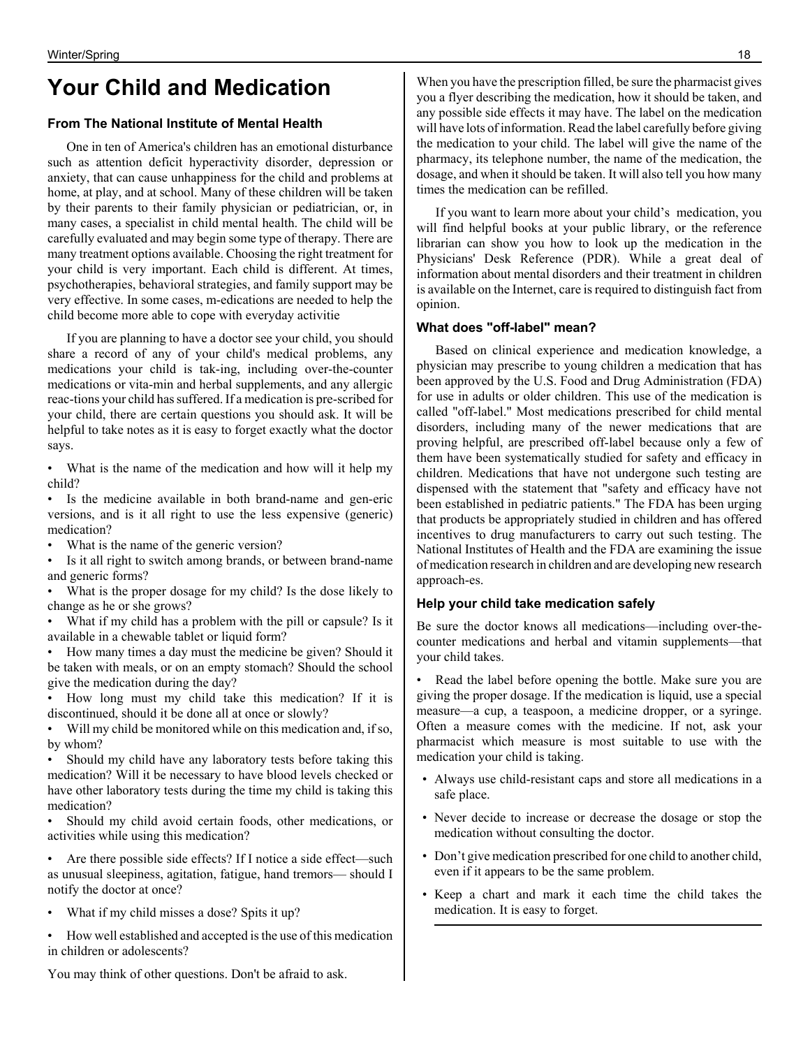# Your Child and Medication

### From The National Institute of Mental Health

One in ten of America's children has an emotional disturbance such as attention deficit hyperactivity disorder, depression or anxiety, that can cause unhappiness for the child and problems at home, at play, and at school. Many of these children will be taken by their parents to their family physician or pediatrician, or, in many cases, a specialist in child mental health. The child will be carefully evaluated and may begin some type of therapy. There are many treatment options available. Choosing the right treatment for your child is very important. Each child is different. At times, psychotherapies, behavioral strategies, and family support may be very effective. In some cases, m-edications are needed to help the child become more able to cope with everyday activitie

If you are planning to have a doctor see your child, you should share a record of any of your child's medical problems, any medications your child is tak-ing, including over-the-counter medications or vita-min and herbal supplements, and any allergic reac-tions your child has suffered. If a medication is pre-scribed for your child, there are certain questions you should ask. It will be helpful to take notes as it is easy to forget exactly what the doctor says.

- What is the name of the medication and how will it help my child?
- Is the medicine available in both brand-name and gen-eric versions, and is it all right to use the less expensive (generic) medication?
- What is the name of the generic version?
- Is it all right to switch among brands, or between brand-name and generic forms?
- What is the proper dosage for my child? Is the dose likely to change as he or she grows?
- What if my child has a problem with the pill or capsule? Is it available in a chewable tablet or liquid form?
- How many times a day must the medicine be given? Should it be taken with meals, or on an empty stomach? Should the school give the medication during the day?
- How long must my child take this medication? If it is discontinued, should it be done all at once or slowly?
- Will my child be monitored while on this medication and, if so, by whom?
- Should my child have any laboratory tests before taking this medication? Will it be necessary to have blood levels checked or have other laboratory tests during the time my child is taking this medication?
- Should my child avoid certain foods, other medications, or activities while using this medication?
- Are there possible side effects? If I notice a side effect—such as unusual sleepiness, agitation, fatigue, hand tremors— should I notify the doctor at once?
- What if my child misses a dose? Spits it up?
- How well established and accepted is the use of this medication in children or adolescents?

You may think of other questions. Don't be afraid to ask.

When you have the prescription filled, be sure the pharmacist gives you a flyer describing the medication, how it should be taken, and any possible side effects it may have. The label on the medication will have lots of information. Read the label carefully before giving the medication to your child. The label will give the name of the pharmacy, its telephone number, the name of the medication, the dosage, and when it should be taken. It will also tell you how many times the medication can be refilled.

If you want to learn more about your child's medication, you will find helpful books at your public library, or the reference librarian can show you how to look up the medication in the Physicians' Desk Reference (PDR). While a great deal of information about mental disorders and their treatment in children is available on the Internet, care is required to distinguish fact from opinion.

### What does "off-label" mean?

Based on clinical experience and medication knowledge, a physician may prescribe to young children a medication that has been approved by the U.S. Food and Drug Administration (FDA) for use in adults or older children. This use of the medication is called "off-label." Most medications prescribed for child mental disorders, including many of the newer medications that are proving helpful, are prescribed off-label because only a few of them have been systematically studied for safety and efficacy in children. Medications that have not undergone such testing are dispensed with the statement that "safety and efficacy have not been established in pediatric patients." The FDA has been urging that products be appropriately studied in children and has offered incentives to drug manufacturers to carry out such testing. The National Institutes of Health and the FDA are examining the issue of medication research in children and are developing new research approach-es.

### Help your child take medication safely

Be sure the doctor knows all medications—including over-the-counter medications and herbal and vitamin supplements—that your child takes.

- Read the label before opening the bottle. Make sure you are giving the proper dosage. If the medication is liquid, use a special measure—a cup, a teaspoon, a medicine dropper, or a syringe. Often a measure comes with the medicine. If not, ask your pharmacist which measure is most suitable to use with the medication your child is taking.
- Always use child-resistant caps and store all medications in a safe place.
- Never decide to increase or decrease the dosage or stop the medication without consulting the doctor.
- Don't give medication prescribed for one child to another child, even if it appears to be the same problem.
- Keep a chart and mark it each time the child takes the medication. It is easy to forget.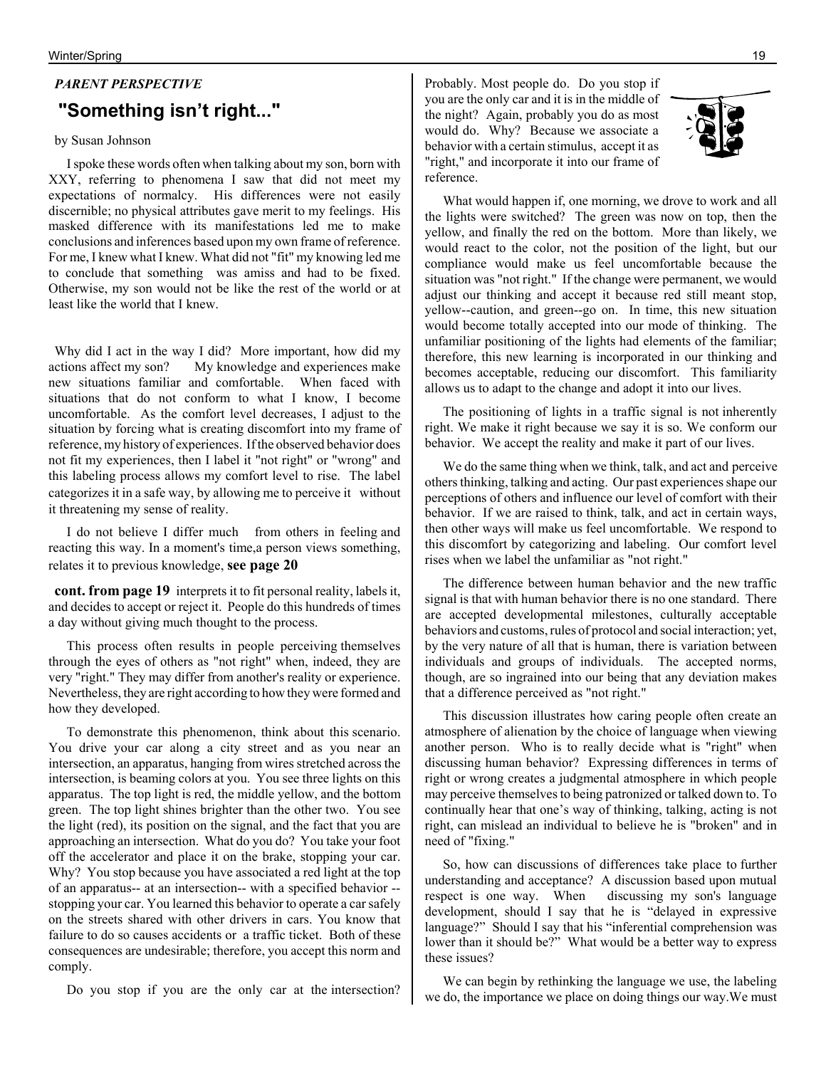*PARENT PERSPECTIVE*

## "Something isn't right..."

by Susan Johnson

I spoke these words often when talking about my son, born with XXY, referring to phenomena I saw that did not meet my expectations of normalcy. His differences were not easily discernible; no physical attributes gave merit to my feelings. His masked difference with its manifestations led me to make conclusions and inferences based upon my own frame of reference. For me, I knew what I knew. What did not "fit" my knowing led me to conclude that something was amiss and had to be fixed. Otherwise, my son would not be like the rest of the world or at least like the world that I knew.

Why did I act in the way I did? More important, how did my actions affect my son? My knowledge and experiences make new situations familiar and comfortable. When faced with situations that do not conform to what I know, I become uncomfortable. As the comfort level decreases, I adjust to the situation by forcing what is creating discomfort into my frame of reference, my history of experiences. If the observed behavior does not fit my experiences, then I label it "not right" or "wrong" and this labeling process allows my comfort level to rise. The label categorizes it in a safe way, by allowing me to perceive it without it threatening my sense of reality.

I do not believe I differ much from others in feeling and reacting this way. In a moment's time,a person views something, relates it to previous knowledge, **see page 20**

**cont. from page 19** interprets it to fit personal reality, labels it, and decides to accept or reject it. People do this hundreds of times a day without giving much thought to the process.

This process often results in people perceiving themselves through the eyes of others as "not right" when, indeed, they are very "right." They may differ from another's reality or experience. Nevertheless, they are right according to how they were formed and how they developed.

To demonstrate this phenomenon, think about this scenario. You drive your car along a city street and as you near an intersection, an apparatus, hanging from wires stretched across the intersection, is beaming colors at you. You see three lights on this apparatus. The top light is red, the middle yellow, and the bottom green. The top light shines brighter than the other two. You see the light (red), its position on the signal, and the fact that you are approaching an intersection. What do you do? You take your foot off the accelerator and place it on the brake, stopping your car. Why? You stop because you have associated a red light at the top of an apparatus-- at an intersection-- with a specified behavior --stopping your car. You learned this behavior to operate a car safely on the streets shared with other drivers in cars. You know that failure to do so causes accidents or a traffic ticket. Both of these consequences are undesirable; therefore, you accept this norm and comply.

Do you stop if you are the only car at the intersection? Probably. Most people do. Do you stop if you are the only car and it is in the middle of the night? Again, probably you do as most would do. Why? Because we associate a behavior with a certain stimulus, accept it as "right," and incorporate it into our frame of reference.

What would happen if, one morning, we drove to work and all the lights were switched? The green was now on top, then the yellow, and finally the red on the bottom. More than likely, we would react to the color, not the position of the light, but our compliance would make us feel uncomfortable because the situation was "not right." If the change were permanent, we would adjust our thinking and accept it because red still meant stop, yellow--caution, and green--go on. In time, this new situation would become totally accepted into our mode of thinking. The unfamiliar positioning of the lights had elements of the familiar; therefore, this new learning is incorporated in our thinking and becomes acceptable, reducing our discomfort. This familiarity allows us to adapt to the change and adopt it into our lives.

The positioning of lights in a traffic signal is not inherently right. We make it right because we say it is so. We conform our behavior. We accept the reality and make it part of our lives.

We do the same thing when we think, talk, and act and perceive others thinking, talking and acting. Our past experiences shape our perceptions of others and influence our level of comfort with their behavior. If we are raised to think, talk, and act in certain ways, then other ways will make us feel uncomfortable. We respond to this discomfort by categorizing and labeling. Our comfort level rises when we label the unfamiliar as "not right."

The difference between human behavior and the new traffic signal is that with human behavior there is no one standard. There are accepted developmental milestones, culturally acceptable behaviors and customs, rules of protocol and social interaction; yet, by the very nature of all that is human, there is variation between individuals and groups of individuals. The accepted norms, though, are so ingrained into our being that any deviation makes that a difference perceived as "not right."

This discussion illustrates how caring people often create an atmosphere of alienation by the choice of language when viewing another person. Who is to really decide what is "right" when discussing human behavior? Expressing differences in terms of right or wrong creates a judgmental atmosphere in which people may perceive themselves to being patronized or talked down to. To continually hear that one's way of thinking, talking, acting is not right, can mislead an individual to believe he is "broken" and in need of "fixing."

So, how can discussions of differences take place to further understanding and acceptance? A discussion based upon mutual respect is one way. When discussing my son's language development, should I say that he is "delayed in expressive language?" Should I say that his "inferential comprehension was lower than it should be?" What would be a better way to express these issues?

We can begin by rethinking the language we use, the labeling we do, the importance we place on doing things our way.We must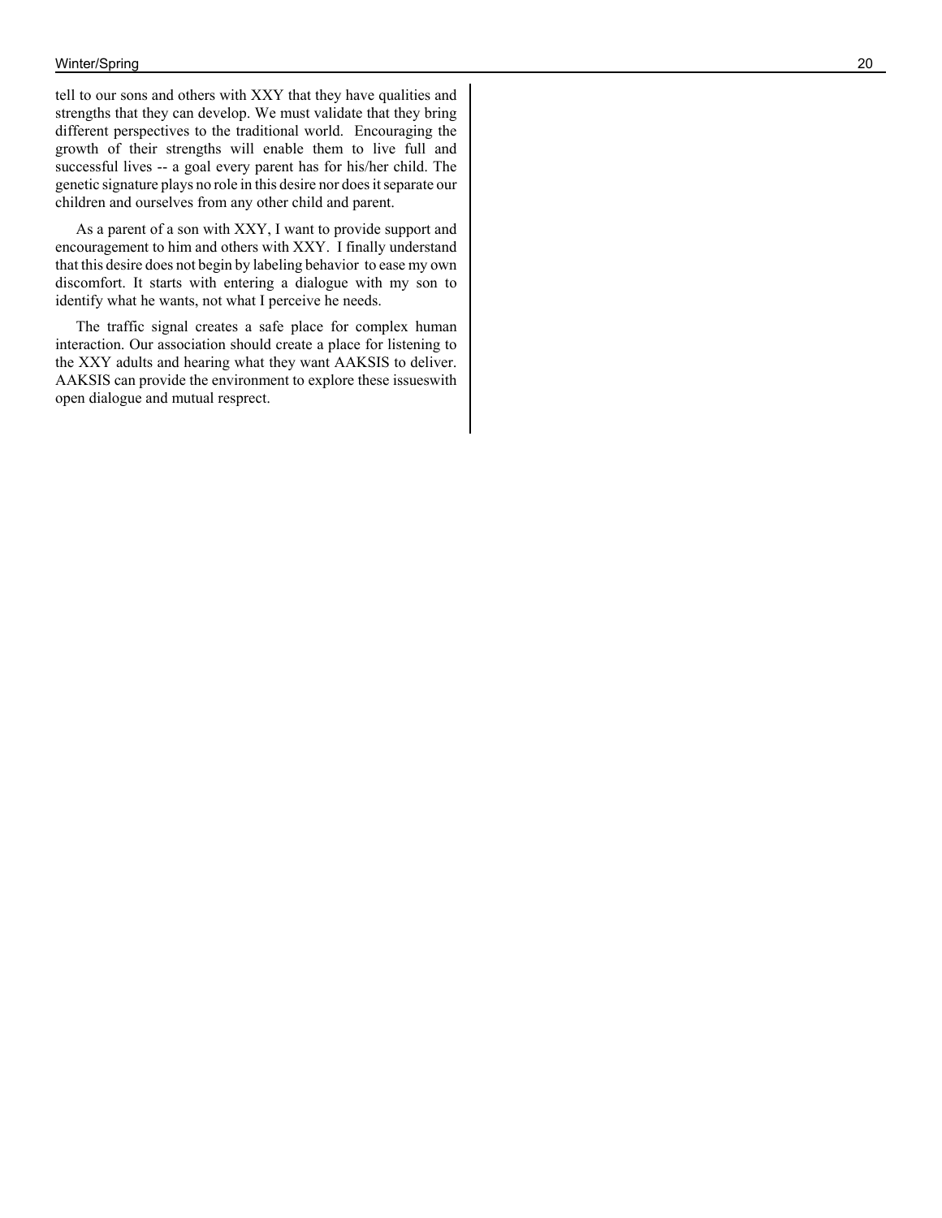tell to our sons and others with XXY that they have qualities and strengths that they can develop. We must validate that they bring different perspectives to the traditional world. Encouraging the growth of their strengths will enable them to live full and successful lives -- a goal every parent has for his/her child. The genetic signature plays no role in this desire nor does it separate our children and ourselves from any other child and parent.

As a parent of a son with XXY, I want to provide support and encouragement to him and others with XXY. I finally understand that this desire does not begin by labeling behavior to ease my own discomfort. It starts with entering a dialogue with my son to identify what he wants, not what I perceive he needs.

The traffic signal creates a safe place for complex human interaction. Our association should create a place for listening to the XXY adults and hearing what they want AAKSIS to deliver. AAKSIS can provide the environment to explore these issueswith open dialogue and mutual resprect.